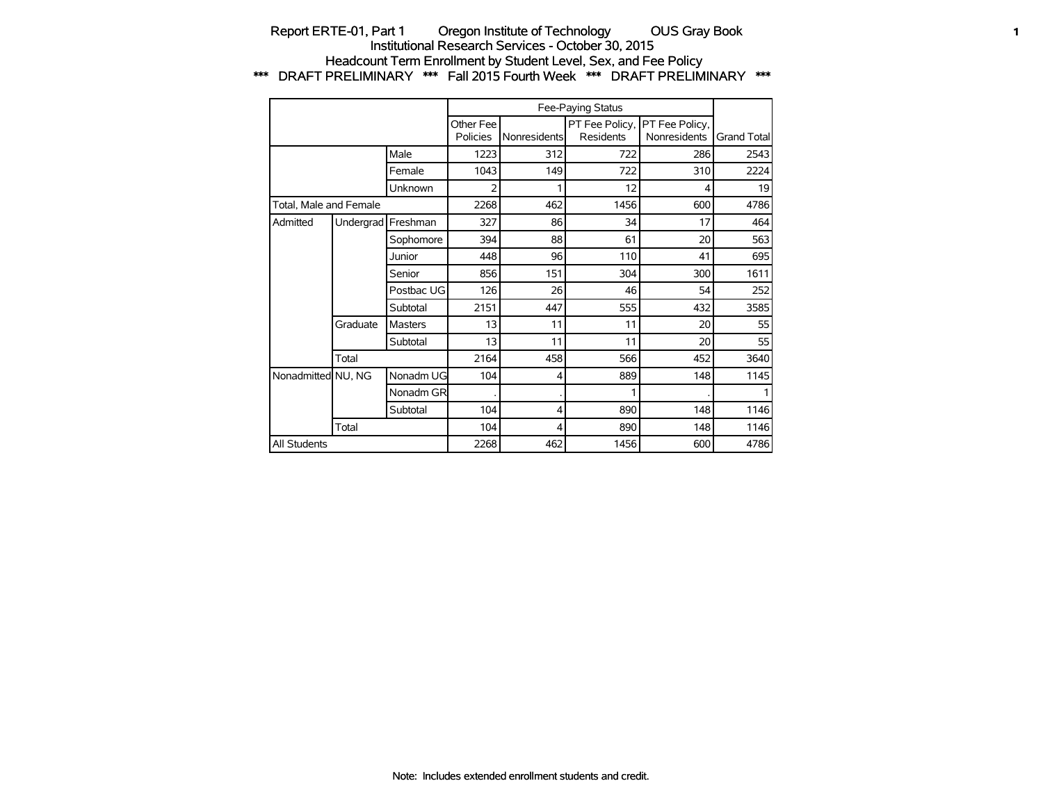# Report ERTE-01, Part 1 Oregon Institute of Technology OUS Gray Book

## Institutional Research Services - October 30, 2015

## Headcount Term Enrollment by Student Level, Sex, and Fee Policy

### *** DRAFT PRELIMINARY *** Fall 2015 Fourth Week *** DRAFT PRELIMINARY ***

| | | | Fee-Paying Status | | | | |
|---|---|---|---|---|---|---|---|
| | | | Other Fee Policies | Nonresidents | PT Fee Policy, Residents | PT Fee Policy, Nonresidents | Grand Total |
| | | Male | 1223 | 312 | 722 | 286 | 2543 |
| | | Female | 1043 | 149 | 722 | 310 | 2224 |
| | | Unknown | 2 | 1 | 12 | 4 | 19 |
| Total, Male and Female | | | 2268 | 462 | 1456 | 600 | 4786 |
| Admitted | Undergrad | Freshman | 327 | 86 | 34 | 17 | 464 |
| | | Sophomore | 394 | 88 | 61 | 20 | 563 |
| | | Junior | 448 | 96 | 110 | 41 | 695 |
| | | Senior | 856 | 151 | 304 | 300 | 1611 |
| | | Postbac UG | 126 | 26 | 46 | 54 | 252 |
| | | Subtotal | 2151 | 447 | 555 | 432 | 3585 |
| | Graduate | Masters | 13 | 11 | 11 | 20 | 55 |
| | | Subtotal | 13 | 11 | 11 | 20 | 55 |
| | Total | | 2164 | 458 | 566 | 452 | 3640 |
| Nonadmitted | NU, NG | Nonadm UG | 104 | 4 | 889 | 148 | 1145 |
| | | Nonadm GR | . | . | 1 | . | 1 |
| | | Subtotal | 104 | 4 | 890 | 148 | 1146 |
| | Total | | 104 | 4 | 890 | 148 | 1146 |
| All Students | | | 2268 | 462 | 1456 | 600 | 4786 |

Note: Includes extended enrollment students and credit.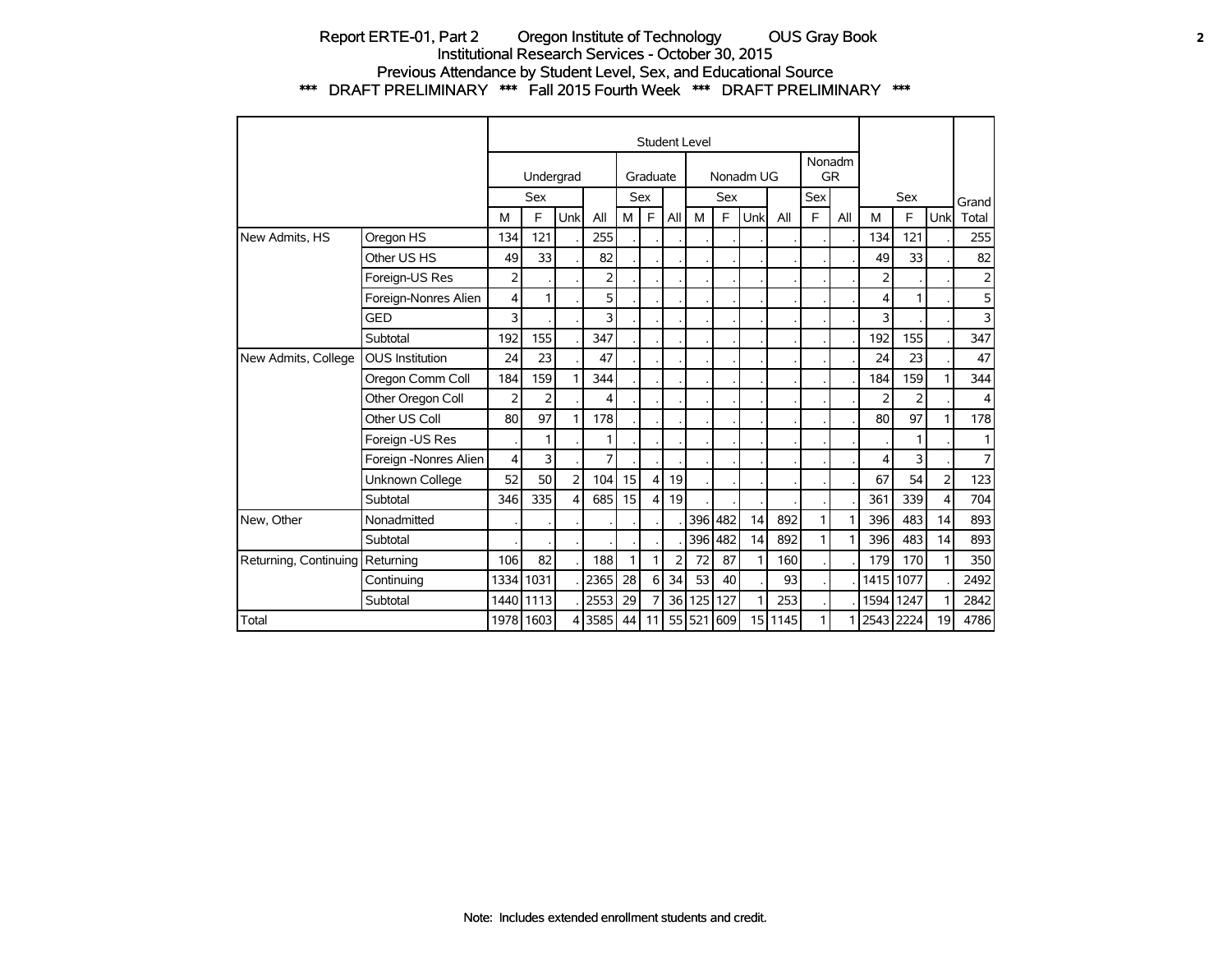Report ERTE-01, Part 2 Oregon Institute of Technology OUS Gray Book
Institutional Research Services - October 30, 2015
Previous Attendance by Student Level, Sex, and Educational Source
*** DRAFT PRELIMINARY *** Fall 2015 Fourth Week *** DRAFT PRELIMINARY ***

| | | Student Level | | | | | | | | | | | | | | | | | | |
|---|---|---|---|---|---|---|---|---|---|---|---|---|---|---|---|---|---|---|---|---|
| | | Undergrad | | | | Graduate | | | Nonadm UG | | | | Nonadm GR | | | | | | |
| | | Sex | | | | Sex | | | Sex | | | | Sex | | Sex | | | Grand |
| | | M | F | Unk | All | M | F | All | M | F | Unk | All | F | All | M | F | Unk | Total |
| New Admits, HS | Oregon HS | 134 | 121 | . | 255 | . | . | . | . | . | . | . | . | . | 134 | 121 | . | 255 |
| | Other US HS | 49 | 33 | . | 82 | . | . | . | . | . | . | . | . | . | 49 | 33 | . | 82 |
| | Foreign-US Res | 2 | . | . | 2 | . | . | . | . | . | . | . | . | . | 2 | . | . | 2 |
| | Foreign-Nonres Alien | 4 | 1 | . | 5 | . | . | . | . | . | . | . | . | . | 4 | 1 | . | 5 |
| | GED | 3 | . | . | 3 | . | . | . | . | . | . | . | . | . | 3 | . | . | 3 |
| | Subtotal | 192 | 155 | . | 347 | . | . | . | . | . | . | . | . | . | 192 | 155 | . | 347 |
| New Admits, College | OUS Institution | 24 | 23 | . | 47 | . | . | . | . | . | . | . | . | . | 24 | 23 | . | 47 |
| | Oregon Comm Coll | 184 | 159 | 1 | 344 | . | . | . | . | . | . | . | . | . | 184 | 159 | 1 | 344 |
| | Other Oregon Coll | 2 | 2 | . | 4 | . | . | . | . | . | . | . | . | . | 2 | 2 | . | 4 |
| | Other US Coll | 80 | 97 | 1 | 178 | . | . | . | . | . | . | . | . | . | 80 | 97 | 1 | 178 |
| | Foreign -US Res | . | 1 | . | 1 | . | . | . | . | . | . | . | . | . | . | 1 | . | 1 |
| | Foreign -Nonres Alien | 4 | 3 | . | 7 | . | . | . | . | . | . | . | . | . | 4 | 3 | . | 7 |
| | Unknown College | 52 | 50 | 2 | 104 | 15 | 4 | 19 | . | . | . | . | . | . | 67 | 54 | 2 | 123 |
| | Subtotal | 346 | 335 | 4 | 685 | 15 | 4 | 19 | . | . | . | . | . | . | 361 | 339 | 4 | 704 |
| New, Other | Nonadmitted | . | . | . | . | . | . | . | 396 | 482 | 14 | 892 | 1 | 1 | 396 | 483 | 14 | 893 |
| | Subtotal | . | . | . | . | . | . | . | 396 | 482 | 14 | 892 | 1 | 1 | 396 | 483 | 14 | 893 |
| Returning, Continuing | Returning | 106 | 82 | . | 188 | 1 | 1 | 2 | 72 | 87 | 1 | 160 | . | . | 179 | 170 | 1 | 350 |
| | Continuing | 1334 | 1031 | . | 2365 | 28 | 6 | 34 | 53 | 40 | . | 93 | . | . | 1415 | 1077 | . | 2492 |
| | Subtotal | 1440 | 1113 | . | 2553 | 29 | 7 | 36 | 125 | 127 | 1 | 253 | . | . | 1594 | 1247 | 1 | 2842 |
| Total | | 1978 | 1603 | 4 | 3585 | 44 | 11 | 55 | 521 | 609 | 15 | 1145 | 1 | 1 | 2543 | 2224 | 19 | 4786 |

Note: Includes extended enrollment students and credit.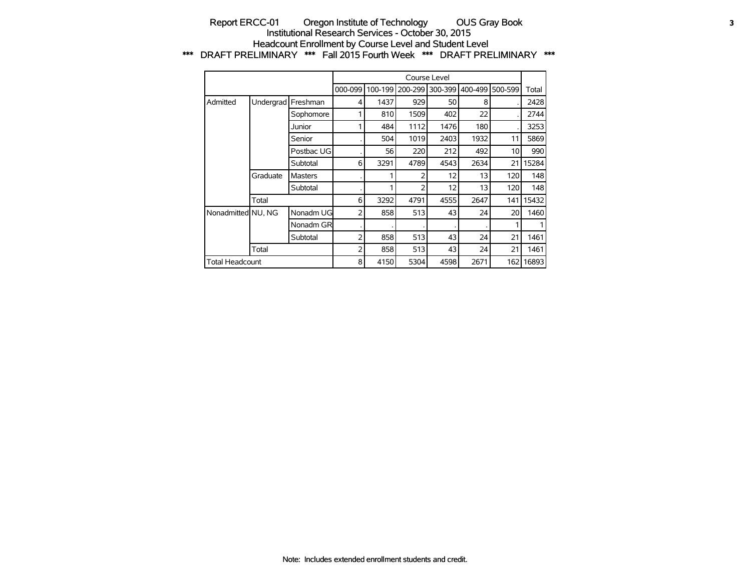# Report ERCC-01 Oregon Institute of Technology OUS Gray Book

## Institutional Research Services - October 30, 2015

## Headcount Enrollment by Course Level and Student Level

### *** DRAFT PRELIMINARY *** Fall 2015 Fourth Week *** DRAFT PRELIMINARY ***

| | | | Course Level | | | | | | |
|---|---|---|---|---|---|---|---|---|---|
| | | | 000-099 | 100-199 | 200-299 | 300-399 | 400-499 | 500-599 | Total |
| Admitted | Undergrad | Freshman | 4 | 1437 | 929 | 50 | 8 | . | 2428 |
| | | Sophomore | 1 | 810 | 1509 | 402 | 22 | . | 2744 |
| | | Junior | 1 | 484 | 1112 | 1476 | 180 | . | 3253 |
| | | Senior | . | 504 | 1019 | 2403 | 1932 | 11 | 5869 |
| | | Postbac UG | . | 56 | 220 | 212 | 492 | 10 | 990 |
| | | Subtotal | 6 | 3291 | 4789 | 4543 | 2634 | 21 | 15284 |
| | Graduate | Masters | . | 1 | 2 | 12 | 13 | 120 | 148 |
| | | Subtotal | . | 1 | 2 | 12 | 13 | 120 | 148 |
| | Total | | 6 | 3292 | 4791 | 4555 | 2647 | 141 | 15432 |
| Nonadmitted | NU, NG | Nonadm UG | 2 | 858 | 513 | 43 | 24 | 20 | 1460 |
| | | Nonadm GR | . | . | . | . | . | 1 | 1 |
| | | Subtotal | 2 | 858 | 513 | 43 | 24 | 21 | 1461 |
| | Total | | 2 | 858 | 513 | 43 | 24 | 21 | 1461 |
| Total Headcount | | | 8 | 4150 | 5304 | 4598 | 2671 | 162 | 16893 |

Note: Includes extended enrollment students and credit.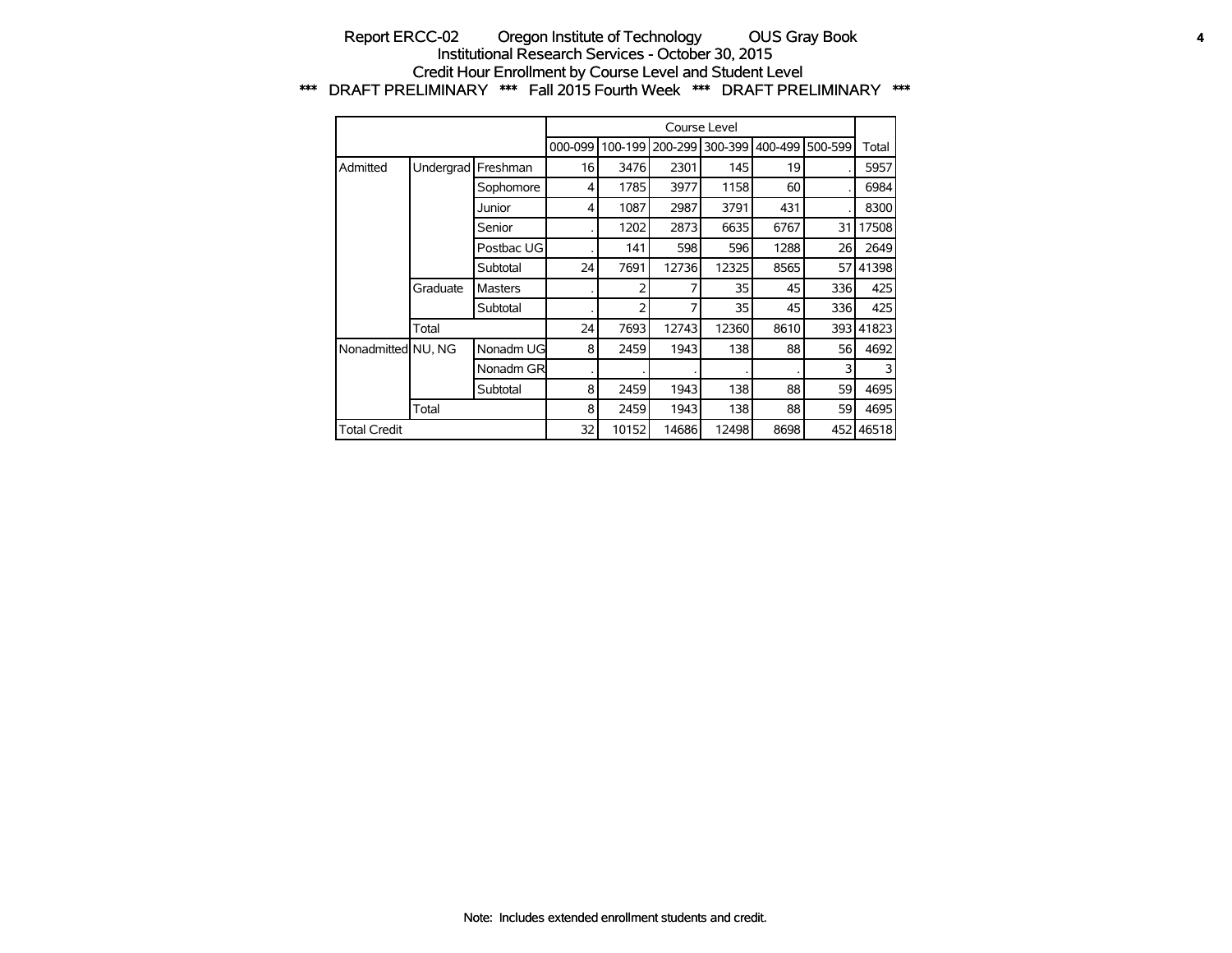Report ERCC-02 Oregon Institute of Technology OUS Gray Book
Institutional Research Services - October 30, 2015
Credit Hour Enrollment by Course Level and Student Level
*** DRAFT PRELIMINARY *** Fall 2015 Fourth Week *** DRAFT PRELIMINARY ***

| | | | Course Level | | | | | | |
|---|---|---|---|---|---|---|---|---|---|
| | | | 000-099 | 100-199 | 200-299 | 300-399 | 400-499 | 500-599 | Total |
| Admitted | Undergrad | Freshman | 16 | 3476 | 2301 | 145 | 19 | . | 5957 |
| | | Sophomore | 4 | 1785 | 3977 | 1158 | 60 | . | 6984 |
| | | Junior | 4 | 1087 | 2987 | 3791 | 431 | . | 8300 |
| | | Senior | . | 1202 | 2873 | 6635 | 6767 | 31 | 17508 |
| | | Postbac UG | . | 141 | 598 | 596 | 1288 | 26 | 2649 |
| | | Subtotal | 24 | 7691 | 12736 | 12325 | 8565 | 57 | 41398 |
| | Graduate | Masters | . | 2 | 7 | 35 | 45 | 336 | 425 |
| | | Subtotal | . | 2 | 7 | 35 | 45 | 336 | 425 |
| | Total | | 24 | 7693 | 12743 | 12360 | 8610 | 393 | 41823 |
| Nonadmitted | NU, NG | Nonadm UG | 8 | 2459 | 1943 | 138 | 88 | 56 | 4692 |
| | | Nonadm GR | . | . | . | . | . | 3 | 3 |
| | | Subtotal | 8 | 2459 | 1943 | 138 | 88 | 59 | 4695 |
| | Total | | 8 | 2459 | 1943 | 138 | 88 | 59 | 4695 |
| Total Credit | | | 32 | 10152 | 14686 | 12498 | 8698 | 452 | 46518 |

Note: Includes extended enrollment students and credit.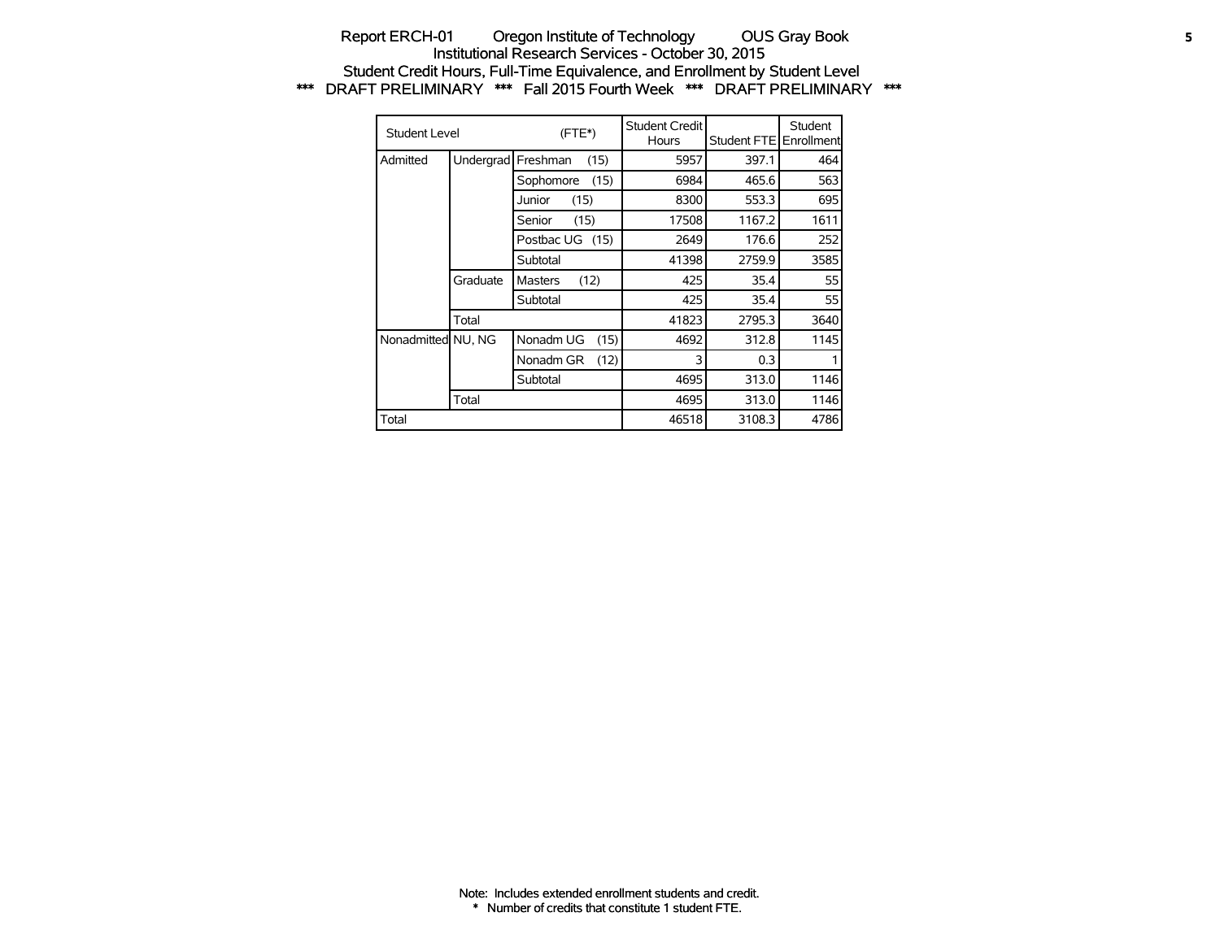Report ERCH-01 Oregon Institute of Technology OUS Gray Book
Institutional Research Services - October 30, 2015
Student Credit Hours, Full-Time Equivalence, and Enrollment by Student Level
*** DRAFT PRELIMINARY *** Fall 2015 Fourth Week *** DRAFT PRELIMINARY ***

| Student Level | | (FTE*) | Student Credit Hours | Student FTE | Student Enrollment |
|---|---|---|---|---|---|
| Admitted | Undergrad | Freshman (15) | 5957 | 397.1 | 464 |
| | | Sophomore (15) | 6984 | 465.6 | 563 |
| | | Junior (15) | 8300 | 553.3 | 695 |
| | | Senior (15) | 17508 | 1167.2 | 1611 |
| | | Postbac UG (15) | 2649 | 176.6 | 252 |
| | | Subtotal | 41398 | 2759.9 | 3585 |
| | Graduate | Masters (12) | 425 | 35.4 | 55 |
| | | Subtotal | 425 | 35.4 | 55 |
| | Total | | 41823 | 2795.3 | 3640 |
| Nonadmitted | NU, NG | Nonadm UG (15) | 4692 | 312.8 | 1145 |
| | | Nonadm GR (12) | 3 | 0.3 | 1 |
| | | Subtotal | 4695 | 313.0 | 1146 |
| | Total | | 4695 | 313.0 | 1146 |
| Total | | | 46518 | 3108.3 | 4786 |

Note: Includes extended enrollment students and credit.
* Number of credits that constitute 1 student FTE.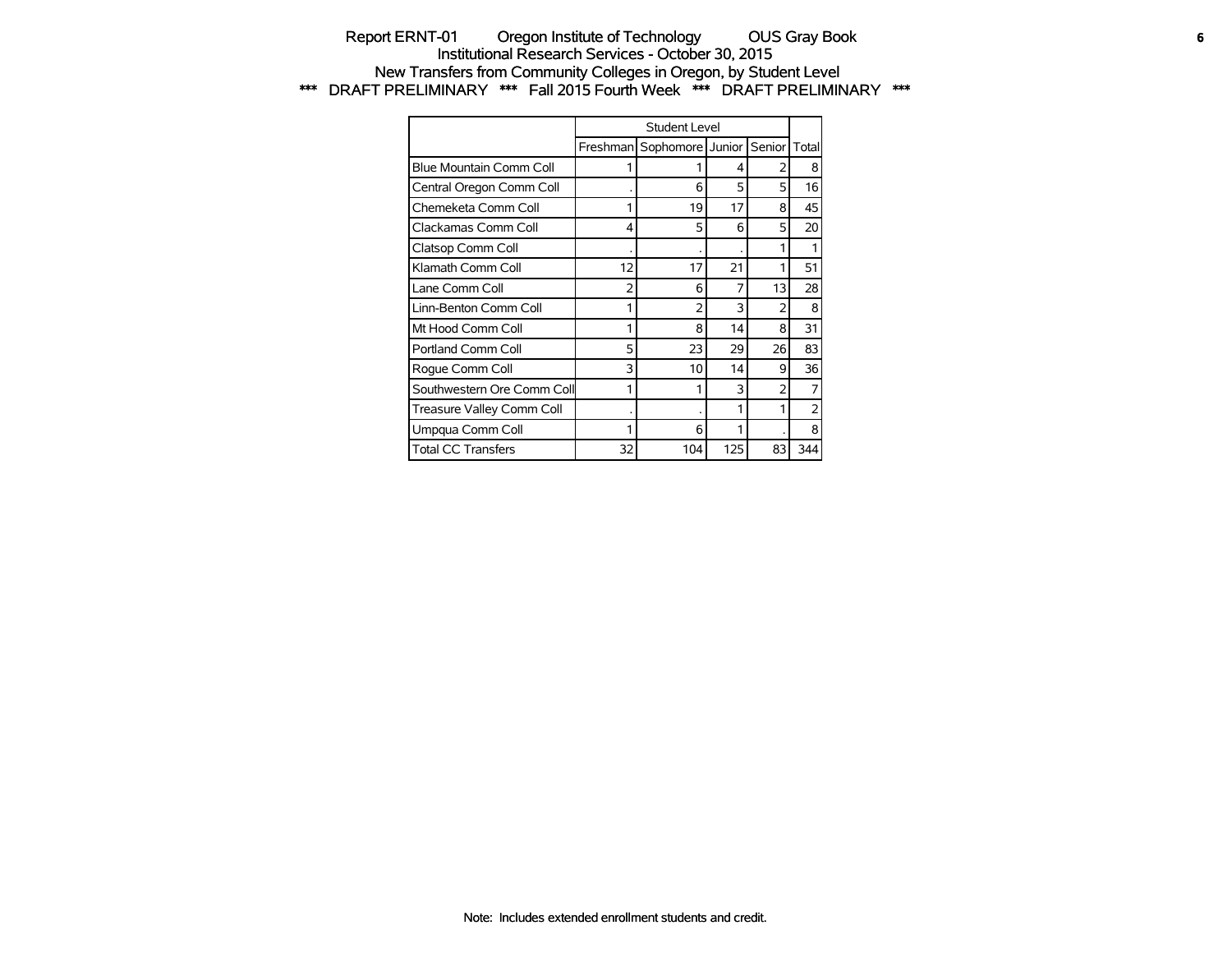Report ERNT-01 Oregon Institute of Technology OUS Gray Book
Institutional Research Services - October 30, 2015
New Transfers from Community Colleges in Oregon, by Student Level
*** DRAFT PRELIMINARY *** Fall 2015 Fourth Week *** DRAFT PRELIMINARY ***

| | Student Level | | | | |
|---|---|---|---|---|---|
| | Freshman | Sophomore | Junior | Senior | Total |
| Blue Mountain Comm Coll | 1 | 1 | 4 | 2 | 8 |
| Central Oregon Comm Coll | . | 6 | 5 | 5 | 16 |
| Chemeketa Comm Coll | 1 | 19 | 17 | 8 | 45 |
| Clackamas Comm Coll | 4 | 5 | 6 | 5 | 20 |
| Clatsop Comm Coll | . | . | . | 1 | 1 |
| Klamath Comm Coll | 12 | 17 | 21 | 1 | 51 |
| Lane Comm Coll | 2 | 6 | 7 | 13 | 28 |
| Linn-Benton Comm Coll | 1 | 2 | 3 | 2 | 8 |
| Mt Hood Comm Coll | 1 | 8 | 14 | 8 | 31 |
| Portland Comm Coll | 5 | 23 | 29 | 26 | 83 |
| Rogue Comm Coll | 3 | 10 | 14 | 9 | 36 |
| Southwestern Ore Comm Coll | 1 | 1 | 3 | 2 | 7 |
| Treasure Valley Comm Coll | . | . | 1 | 1 | 2 |
| Umpqua Comm Coll | 1 | 6 | 1 | . | 8 |
| Total CC Transfers | 32 | 104 | 125 | 83 | 344 |

Note: Includes extended enrollment students and credit.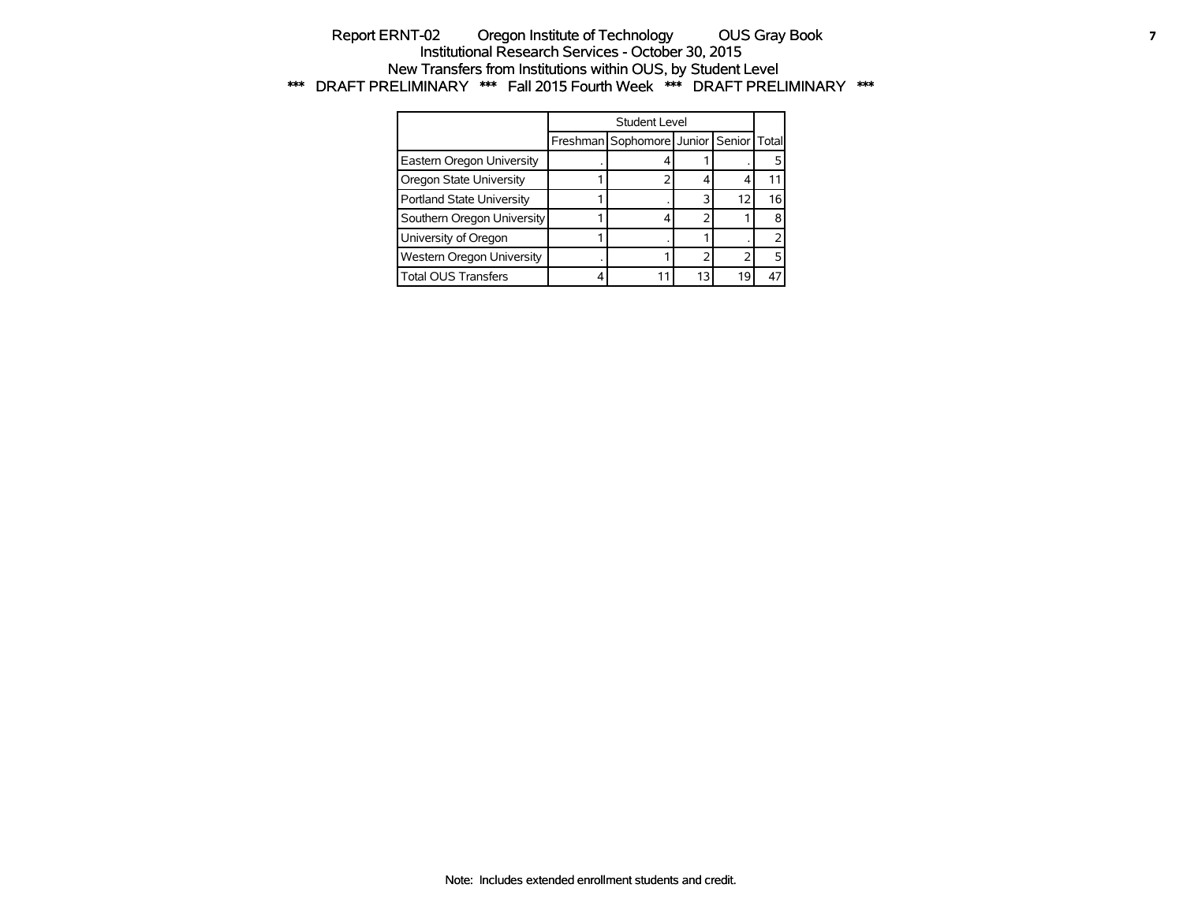Report ERNT-02 Oregon Institute of Technology OUS Gray Book

Institutional Research Services - October 30, 2015

New Transfers from Institutions within OUS, by Student Level

\*\*\* DRAFT PRELIMINARY \*\*\* Fall 2015 Fourth Week \*\*\* DRAFT PRELIMINARY \*\*\*

| | Student Level | | | | Total |
|---|---|---|---|---|---|
| | Freshman | Sophomore | Junior | Senior | |
| Eastern Oregon University | . | 4 | 1 | . | 5 |
| Oregon State University | 1 | 2 | 4 | 4 | 11 |
| Portland State University | 1 | . | 3 | 12 | 16 |
| Southern Oregon University | 1 | 4 | 2 | 1 | 8 |
| University of Oregon | 1 | . | 1 | . | 2 |
| Western Oregon University | . | 1 | 2 | 2 | 5 |
| Total OUS Transfers | 4 | 11 | 13 | 19 | 47 |

Note: Includes extended enrollment students and credit.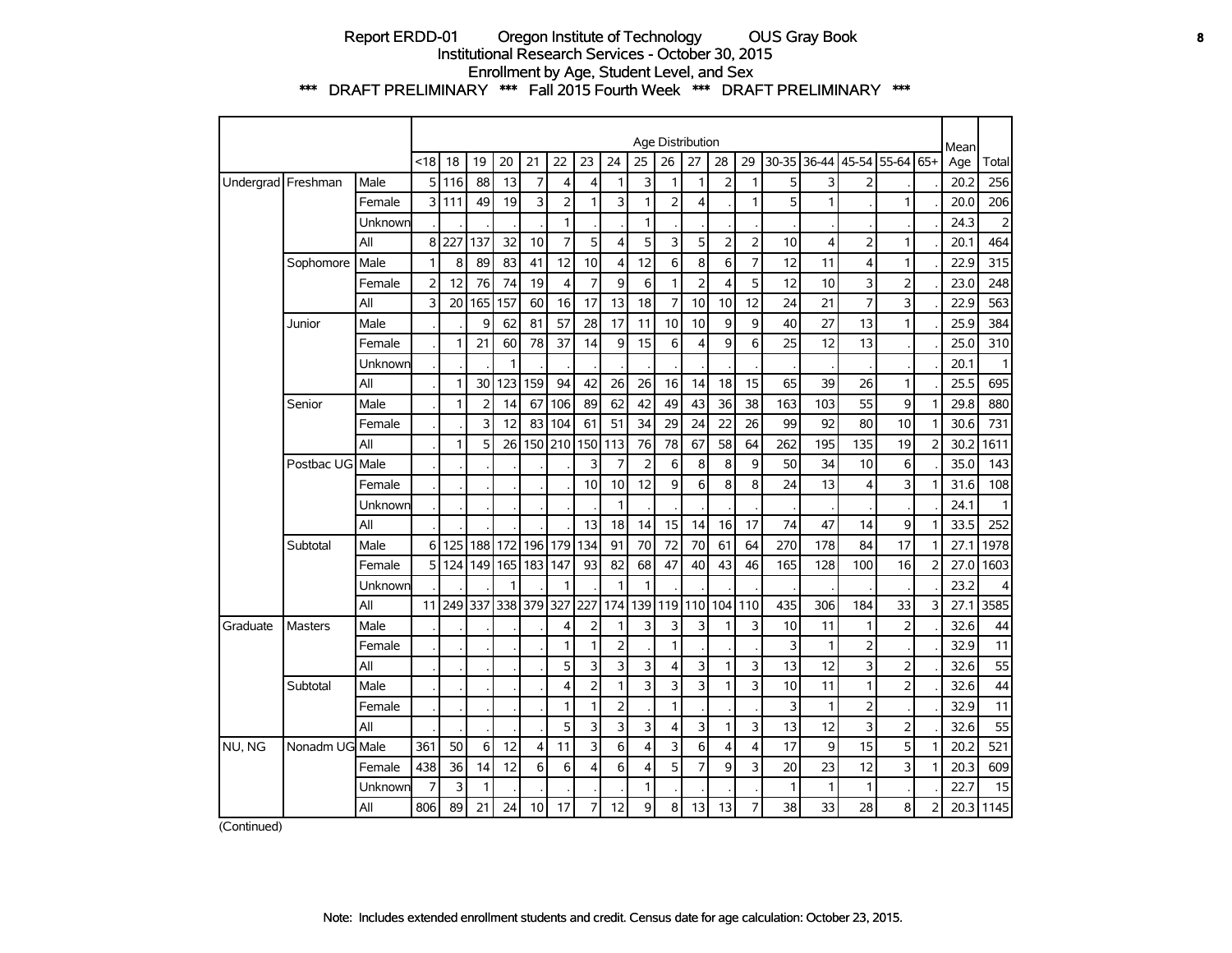Report ERDD-01 Oregon Institute of Technology OUS Gray Book
Institutional Research Services - October 30, 2015
Enrollment by Age, Student Level, and Sex
*** DRAFT PRELIMINARY *** Fall 2015 Fourth Week *** DRAFT PRELIMINARY ***

| | | | Age Distribution | | | | | | | | | | | | | | | | | | Mean | Total |
|---|---|---|---|---|---|---|---|---|---|---|---|---|---|---|---|---|---|---|---|---|---|---|
| | | | <18 | 18 | 19 | 20 | 21 | 22 | 23 | 24 | 25 | 26 | 27 | 28 | 29 | 30-35 | 36-44 | 45-54 | 55-64 | 65+ | Age | Total |
| Undergrad | Freshman | Male | 5 | 116 | 88 | 13 | 7 | 4 | 4 | 1 | 3 | 1 | 1 | 2 | 1 | 5 | 3 | 2 | . | . | 20.2 | 256 |
| | | Female | 3 | 111 | 49 | 19 | 3 | 2 | 1 | 3 | 1 | 2 | 4 | . | 1 | 5 | 1 | . | 1 | . | 20.0 | 206 |
| | | Unknown | . | . | . | . | . | 1 | . | . | 1 | . | . | . | . | . | . | . | . | . | 24.3 | 2 |
| | | All | 8 | 227 | 137 | 32 | 10 | 7 | 5 | 4 | 5 | 3 | 5 | 2 | 2 | 10 | 4 | 2 | 1 | . | 20.1 | 464 |
| | Sophomore | Male | 1 | 8 | 89 | 83 | 41 | 12 | 10 | 4 | 12 | 6 | 8 | 6 | 7 | 12 | 11 | 4 | 1 | . | 22.9 | 315 |
| | | Female | 2 | 12 | 76 | 74 | 19 | 4 | 7 | 9 | 6 | 1 | 2 | 4 | 5 | 12 | 10 | 3 | 2 | . | 23.0 | 248 |
| | | All | 3 | 20 | 165 | 157 | 60 | 16 | 17 | 13 | 18 | 7 | 10 | 10 | 12 | 24 | 21 | 7 | 3 | . | 22.9 | 563 |
| | Junior | Male | . | . | 9 | 62 | 81 | 57 | 28 | 17 | 11 | 10 | 10 | 9 | 9 | 40 | 27 | 13 | 1 | . | 25.9 | 384 |
| | | Female | . | 1 | 21 | 60 | 78 | 37 | 14 | 9 | 15 | 6 | 4 | 9 | 6 | 25 | 12 | 13 | . | . | 25.0 | 310 |
| | | Unknown | . | . | . | 1 | . | . | . | . | . | . | . | . | . | . | . | . | . | . | 20.1 | 1 |
| | | All | . | 1 | 30 | 123 | 159 | 94 | 42 | 26 | 26 | 16 | 14 | 18 | 15 | 65 | 39 | 26 | 1 | . | 25.5 | 695 |
| | Senior | Male | . | 1 | 2 | 14 | 67 | 106 | 89 | 62 | 42 | 49 | 43 | 36 | 38 | 163 | 103 | 55 | 9 | 1 | 29.8 | 880 |
| | | Female | . | . | 3 | 12 | 83 | 104 | 61 | 51 | 34 | 29 | 24 | 22 | 26 | 99 | 92 | 80 | 10 | 1 | 30.6 | 731 |
| | | All | . | 1 | 5 | 26 | 150 | 210 | 150 | 113 | 76 | 78 | 67 | 58 | 64 | 262 | 195 | 135 | 19 | 2 | 30.2 | 1611 |
| | Postbac UG | Male | . | . | . | . | . | . | 3 | 7 | 2 | 6 | 8 | 8 | 9 | 50 | 34 | 10 | 6 | . | 35.0 | 143 |
| | | Female | . | . | . | . | . | . | 10 | 10 | 12 | 9 | 6 | 8 | 8 | 24 | 13 | 4 | 3 | 1 | 31.6 | 108 |
| | | Unknown | . | . | . | . | . | . | . | 1 | . | . | . | . | . | . | . | . | . | . | 24.1 | 1 |
| | | All | . | . | . | . | . | . | 13 | 18 | 14 | 15 | 14 | 16 | 17 | 74 | 47 | 14 | 9 | 1 | 33.5 | 252 |
| | Subtotal | Male | 6 | 125 | 188 | 172 | 196 | 179 | 134 | 91 | 70 | 72 | 70 | 61 | 64 | 270 | 178 | 84 | 17 | 1 | 27.1 | 1978 |
| | | Female | 5 | 124 | 149 | 165 | 183 | 147 | 93 | 82 | 68 | 47 | 40 | 43 | 46 | 165 | 128 | 100 | 16 | 2 | 27.0 | 1603 |
| | | Unknown | . | . | . | 1 | . | 1 | . | 1 | 1 | . | . | . | . | . | . | . | . | . | 23.2 | 4 |
| | | All | 11 | 249 | 337 | 338 | 379 | 327 | 227 | 174 | 139 | 119 | 110 | 104 | 110 | 435 | 306 | 184 | 33 | 3 | 27.1 | 3585 |
| Graduate | Masters | Male | . | . | . | . | . | 4 | 2 | 1 | 3 | 3 | 3 | 1 | 3 | 10 | 11 | 1 | 2 | . | 32.6 | 44 |
| | | Female | . | . | . | . | . | 1 | 1 | 2 | . | 1 | . | . | . | 3 | 1 | 2 | . | . | 32.9 | 11 |
| | | All | . | . | . | . | . | 5 | 3 | 3 | 3 | 4 | 3 | 1 | 3 | 13 | 12 | 3 | 2 | . | 32.6 | 55 |
| | Subtotal | Male | . | . | . | . | . | 4 | 2 | 1 | 3 | 3 | 3 | 1 | 3 | 10 | 11 | 1 | 2 | . | 32.6 | 44 |
| | | Female | . | . | . | . | . | 1 | 1 | 2 | . | 1 | . | . | . | 3 | 1 | 2 | . | . | 32.9 | 11 |
| | | All | . | . | . | . | . | 5 | 3 | 3 | 3 | 4 | 3 | 1 | 3 | 13 | 12 | 3 | 2 | . | 32.6 | 55 |
| NU, NG | Nonadm UG | Male | 361 | 50 | 6 | 12 | 4 | 11 | 3 | 6 | 4 | 3 | 6 | 4 | 4 | 17 | 9 | 15 | 5 | 1 | 20.2 | 521 |
| | | Female | 438 | 36 | 14 | 12 | 6 | 6 | 4 | 6 | 4 | 5 | 7 | 9 | 3 | 20 | 23 | 12 | 3 | 1 | 20.3 | 609 |
| | | Unknown | 7 | 3 | 1 | . | . | . | . | . | 1 | . | . | . | . | 1 | 1 | 1 | . | . | 22.7 | 15 |
| | | All | 806 | 89 | 21 | 24 | 10 | 17 | 7 | 12 | 9 | 8 | 13 | 13 | 7 | 38 | 33 | 28 | 8 | 2 | 20.3 | 1145 |

(Continued)

Note: Includes extended enrollment students and credit. Census date for age calculation: October 23, 2015.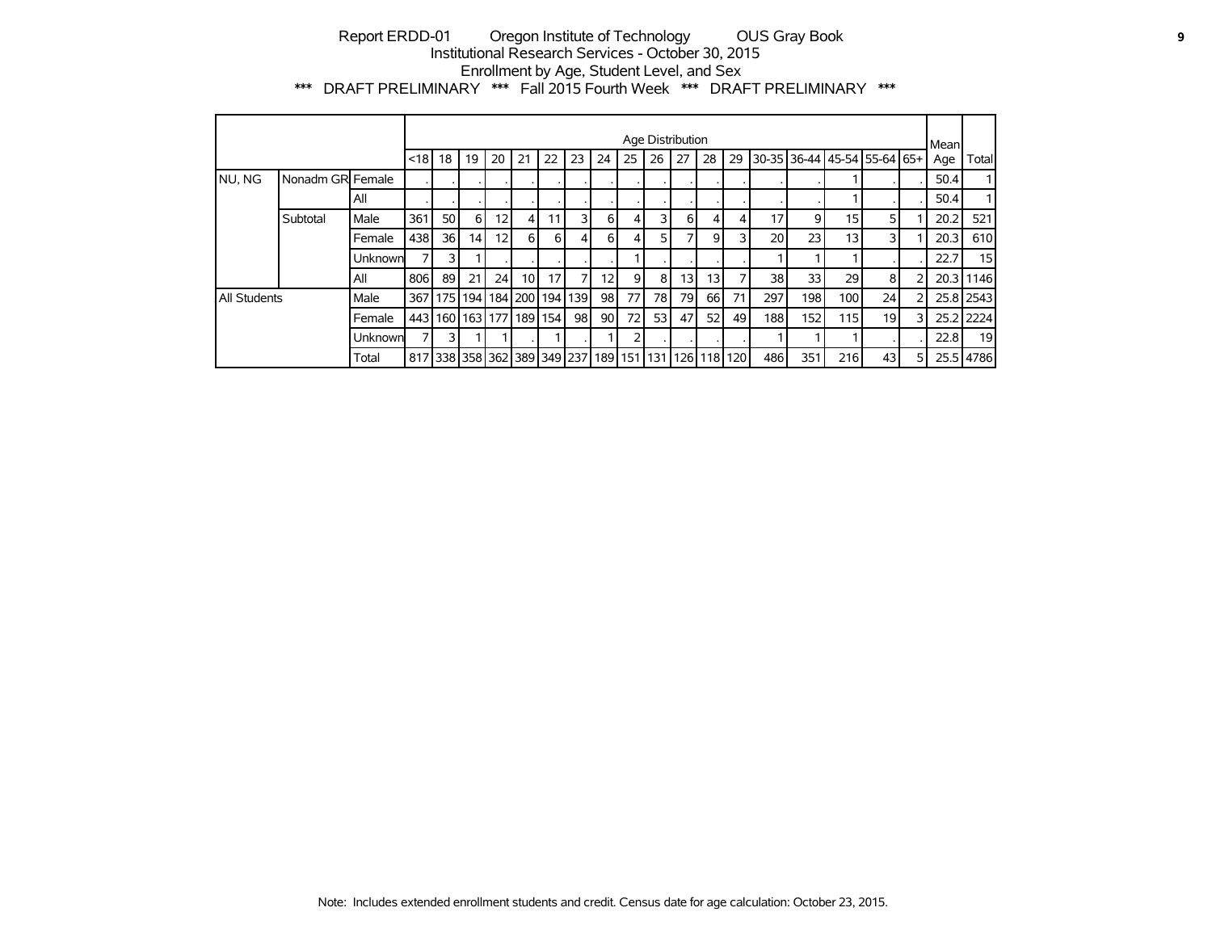Report ERDD-01 Oregon Institute of Technology OUS Gray Book
Institutional Research Services - October 30, 2015
Enrollment by Age, Student Level, and Sex
*** DRAFT PRELIMINARY *** Fall 2015 Fourth Week *** DRAFT PRELIMINARY ***

| | | | Age Distribution | | | | | | | | | | | | | | | | | | Mean Age | Total |
|---|---|---|---|---|---|---|---|---|---|---|---|---|---|---|---|---|---|---|---|---|---|---|
| | | | <18 | 18 | 19 | 20 | 21 | 22 | 23 | 24 | 25 | 26 | 27 | 28 | 29 | 30-35 | 36-44 | 45-54 | 55-64 | 65+ | | |
| NU, NG | Nonadm GR | Female | . | . | . | . | . | . | . | . | . | . | . | . | . | . | . | 1 | . | . | 50.4 | 1 |
| | | All | . | . | . | . | . | . | . | . | . | . | . | . | . | . | . | 1 | . | . | 50.4 | 1 |
| | Subtotal | Male | 361 | 50 | 6 | 12 | 4 | 11 | 3 | 6 | 4 | 3 | 6 | 4 | 4 | 17 | 9 | 15 | 5 | 1 | 20.2 | 521 |
| | | Female | 438 | 36 | 14 | 12 | 6 | 6 | 4 | 6 | 4 | 5 | 7 | 9 | 3 | 20 | 23 | 13 | 3 | 1 | 20.3 | 610 |
| | | Unknown | 7 | 3 | 1 | . | . | . | . | . | 1 | . | . | . | . | 1 | 1 | 1 | . | . | 22.7 | 15 |
| | | All | 806 | 89 | 21 | 24 | 10 | 17 | 7 | 12 | 9 | 8 | 13 | 13 | 7 | 38 | 33 | 29 | 8 | 2 | 20.3 | 1146 |
| All Students | | Male | 367 | 175 | 194 | 184 | 200 | 194 | 139 | 98 | 77 | 78 | 79 | 66 | 71 | 297 | 198 | 100 | 24 | 2 | 25.8 | 2543 |
| | | Female | 443 | 160 | 163 | 177 | 189 | 154 | 98 | 90 | 72 | 53 | 47 | 52 | 49 | 188 | 152 | 115 | 19 | 3 | 25.2 | 2224 |
| | | Unknown | 7 | 3 | 1 | 1 | . | 1 | . | 1 | 2 | . | . | . | . | 1 | 1 | 1 | . | . | 22.8 | 19 |
| | | Total | 817 | 338 | 358 | 362 | 389 | 349 | 237 | 189 | 151 | 131 | 126 | 118 | 120 | 486 | 351 | 216 | 43 | 5 | 25.5 | 4786 |

Note: Includes extended enrollment students and credit. Census date for age calculation: October 23, 2015.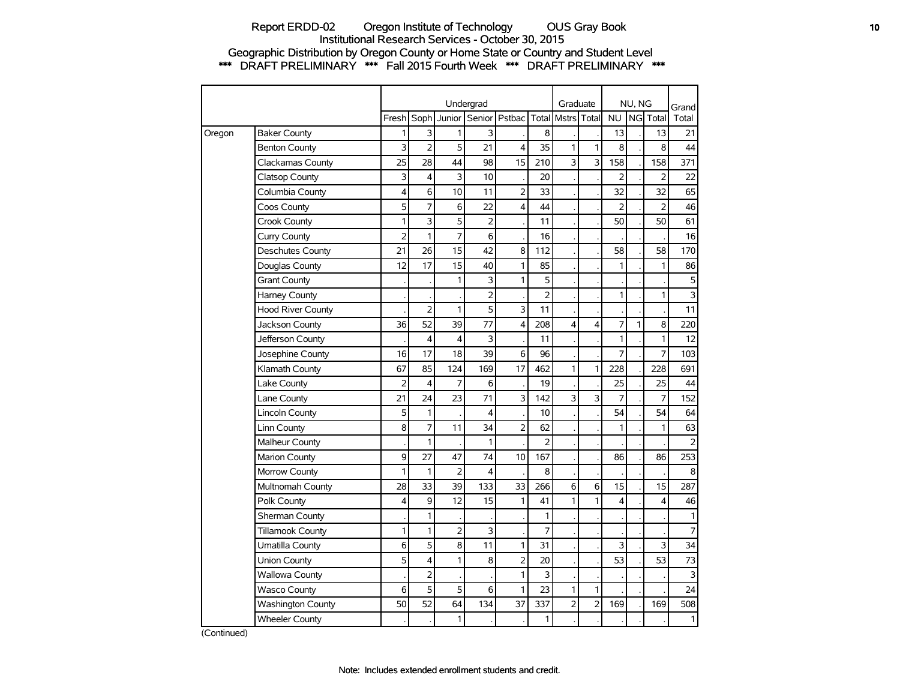Report ERDD-02 Oregon Institute of Technology OUS Gray Book
Institutional Research Services - October 30, 2015
Geographic Distribution by Oregon County or Home State or Country and Student Level
*** DRAFT PRELIMINARY *** Fall 2015 Fourth Week *** DRAFT PRELIMINARY ***

| | | Undergrad | | | | | | Graduate | | NU, NG | | | Grand |
|---|---|---|---|---|---|---|---|---|---|---|---|---|---|
| | | Fresh | Soph | Junior | Senior | Pstbac | Total | Mstrs | Total | NU | NG | Total | Total |
| Oregon | Baker County | 1 | 3 | 1 | 3 | . | 8 | . | . | 13 | . | 13 | 21 |
| | Benton County | 3 | 2 | 5 | 21 | 4 | 35 | 1 | 1 | 8 | . | 8 | 44 |
| | Clackamas County | 25 | 28 | 44 | 98 | 15 | 210 | 3 | 3 | 158 | . | 158 | 371 |
| | Clatsop County | 3 | 4 | 3 | 10 | . | 20 | . | . | 2 | . | 2 | 22 |
| | Columbia County | 4 | 6 | 10 | 11 | 2 | 33 | . | . | 32 | . | 32 | 65 |
| | Coos County | 5 | 7 | 6 | 22 | 4 | 44 | . | . | 2 | . | 2 | 46 |
| | Crook County | 1 | 3 | 5 | 2 | . | 11 | . | . | 50 | . | 50 | 61 |
| | Curry County | 2 | 1 | 7 | 6 | . | 16 | . | . | . | . | . | 16 |
| | Deschutes County | 21 | 26 | 15 | 42 | 8 | 112 | . | . | 58 | . | 58 | 170 |
| | Douglas County | 12 | 17 | 15 | 40 | 1 | 85 | . | . | 1 | . | 1 | 86 |
| | Grant County | . | . | 1 | 3 | 1 | 5 | . | . | . | . | . | 5 |
| | Harney County | . | . | . | 2 | . | 2 | . | . | 1 | . | 1 | 3 |
| | Hood River County | . | 2 | 1 | 5 | 3 | 11 | . | . | . | . | . | 11 |
| | Jackson County | 36 | 52 | 39 | 77 | 4 | 208 | 4 | 4 | 7 | 1 | 8 | 220 |
| | Jefferson County | . | 4 | 4 | 3 | . | 11 | . | . | 1 | . | 1 | 12 |
| | Josephine County | 16 | 17 | 18 | 39 | 6 | 96 | . | . | 7 | . | 7 | 103 |
| | Klamath County | 67 | 85 | 124 | 169 | 17 | 462 | 1 | 1 | 228 | . | 228 | 691 |
| | Lake County | 2 | 4 | 7 | 6 | . | 19 | . | . | 25 | . | 25 | 44 |
| | Lane County | 21 | 24 | 23 | 71 | 3 | 142 | 3 | 3 | 7 | . | 7 | 152 |
| | Lincoln County | 5 | 1 | . | 4 | . | 10 | . | . | 54 | . | 54 | 64 |
| | Linn County | 8 | 7 | 11 | 34 | 2 | 62 | . | . | 1 | . | 1 | 63 |
| | Malheur County | . | 1 | . | 1 | . | 2 | . | . | . | . | . | 2 |
| | Marion County | 9 | 27 | 47 | 74 | 10 | 167 | . | . | 86 | . | 86 | 253 |
| | Morrow County | 1 | 1 | 2 | 4 | . | 8 | . | . | . | . | . | 8 |
| | Multnomah County | 28 | 33 | 39 | 133 | 33 | 266 | 6 | 6 | 15 | . | 15 | 287 |
| | Polk County | 4 | 9 | 12 | 15 | 1 | 41 | 1 | 1 | 4 | . | 4 | 46 |
| | Sherman County | . | 1 | . | . | . | 1 | . | . | . | . | . | 1 |
| | Tillamook County | 1 | 1 | 2 | 3 | . | 7 | . | . | . | . | . | 7 |
| | Umatilla County | 6 | 5 | 8 | 11 | 1 | 31 | . | . | 3 | . | 3 | 34 |
| | Union County | 5 | 4 | 1 | 8 | 2 | 20 | . | . | 53 | . | 53 | 73 |
| | Wallowa County | . | 2 | . | . | 1 | 3 | . | . | . | . | . | 3 |
| | Wasco County | 6 | 5 | 5 | 6 | 1 | 23 | 1 | 1 | . | . | . | 24 |
| | Washington County | 50 | 52 | 64 | 134 | 37 | 337 | 2 | 2 | 169 | . | 169 | 508 |
| | Wheeler County | . | . | 1 | . | . | 1 | . | . | . | . | . | 1 |

(Continued)

Note: Includes extended enrollment students and credit.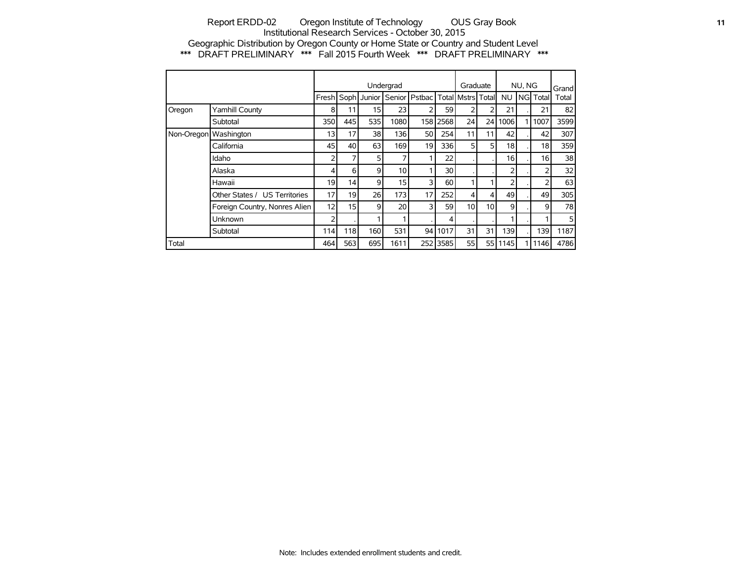Report ERDD-02 Oregon Institute of Technology OUS Gray Book
Institutional Research Services - October 30, 2015
Geographic Distribution by Oregon County or Home State or Country and Student Level
*** DRAFT PRELIMINARY *** Fall 2015 Fourth Week *** DRAFT PRELIMINARY ***

| | | Undergrad | | | | | | Graduate | | NU, NG | | | Grand |
|---|---|---|---|---|---|---|---|---|---|---|---|---|---|
| | | Fresh | Soph | Junior | Senior | Pstbac | Total | Mstrs | Total | NU | NG | Total | Total |
| Oregon | Yamhill County | 8 | 11 | 15 | 23 | 2 | 59 | 2 | 2 | 21 | . | 21 | 82 |
| | Subtotal | 350 | 445 | 535 | 1080 | 158 | 2568 | 24 | 24 | 1006 | 1 | 1007 | 3599 |
| Non-Oregon | Washington | 13 | 17 | 38 | 136 | 50 | 254 | 11 | 11 | 42 | . | 42 | 307 |
| | California | 45 | 40 | 63 | 169 | 19 | 336 | 5 | 5 | 18 | . | 18 | 359 |
| | Idaho | 2 | 7 | 5 | 7 | 1 | 22 | . | . | 16 | . | 16 | 38 |
| | Alaska | 4 | 6 | 9 | 10 | 1 | 30 | . | . | 2 | . | 2 | 32 |
| | Hawaii | 19 | 14 | 9 | 15 | 3 | 60 | 1 | 1 | 2 | . | 2 | 63 |
| | Other States / US Territories | 17 | 19 | 26 | 173 | 17 | 252 | 4 | 4 | 49 | . | 49 | 305 |
| | Foreign Country, Nonres Alien | 12 | 15 | 9 | 20 | 3 | 59 | 10 | 10 | 9 | . | 9 | 78 |
| | Unknown | 2 | . | 1 | 1 | . | 4 | . | . | 1 | . | 1 | 5 |
| | Subtotal | 114 | 118 | 160 | 531 | 94 | 1017 | 31 | 31 | 139 | . | 139 | 1187 |
| Total | | 464 | 563 | 695 | 1611 | 252 | 3585 | 55 | 55 | 1145 | 1 | 1146 | 4786 |

Note: Includes extended enrollment students and credit.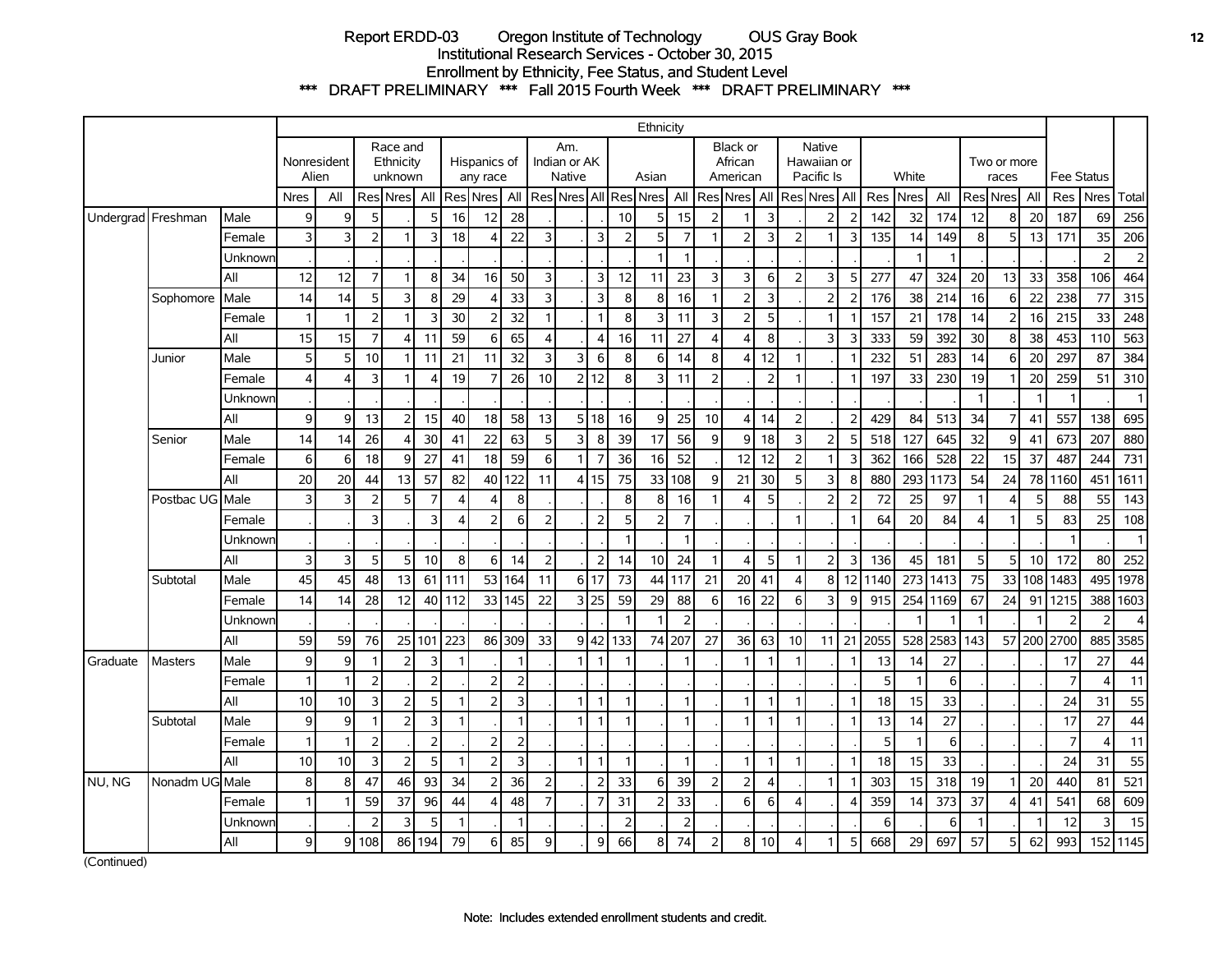# Report ERDD-03 Oregon Institute of Technology OUS Gray Book

## Institutional Research Services - October 30, 2015

## Enrollment by Ethnicity, Fee Status, and Student Level

### *** DRAFT PRELIMINARY *** Fall 2015 Fourth Week *** DRAFT PRELIMINARY ***

| | | | Ethnicity | | | | | | | | | | | | | | | | | | | | | | | | | | | Fee Status | | |
|---|---|---|---|---|---|---|---|---|---|---|---|---|---|---|---|---|---|---|---|---|---|---|---|---|---|---|---|---|---|---|---|---|
| | | | Nonresident Alien | | Race and Ethnicity unknown | | | Hispanics of any race | | | Am. Indian or AK Native | | | Asian | | | Black or African American | | | Native Hawaiian or Pacific Is | | | White | | | Two or more races | | | Fee Status | | |
| | | | Nres | All | Res | Nres | All | Res | Nres | All | Res | Nres | All | Res | Nres | All | Res | Nres | All | Res | Nres | All | Res | Nres | All | Res | Nres | All | Res | Nres | Total |
| Undergrad | Freshman | Male | 9 | 9 | 5 | . | 5 | 16 | 12 | 28 | . | . | . | 10 | 5 | 15 | 2 | 1 | 3 | . | 2 | 2 | 142 | 32 | 174 | 12 | 8 | 20 | 187 | 69 | 256 |
| | | Female | 3 | 3 | 2 | 1 | 3 | 18 | 4 | 22 | 3 | . | 3 | 2 | 5 | 7 | 1 | 2 | 3 | 2 | 1 | 3 | 135 | 14 | 149 | 8 | 5 | 13 | 171 | 35 | 206 |
| | | Unknown | . | . | . | . | . | . | . | . | . | . | . | . | 1 | 1 | . | . | . | . | . | . | . | 1 | 1 | . | . | . | . | 2 | 2 |
| | | All | 12 | 12 | 7 | 1 | 8 | 34 | 16 | 50 | 3 | . | 3 | 12 | 11 | 23 | 3 | 3 | 6 | 2 | 3 | 5 | 277 | 47 | 324 | 20 | 13 | 33 | 358 | 106 | 464 |
| | Sophomore | Male | 14 | 14 | 5 | 3 | 8 | 29 | 4 | 33 | 3 | . | 3 | 8 | 8 | 16 | 1 | 2 | 3 | . | 2 | 2 | 176 | 38 | 214 | 16 | 6 | 22 | 238 | 77 | 315 |
| | | Female | 1 | 1 | 2 | 1 | 3 | 30 | 2 | 32 | 1 | . | 1 | 8 | 3 | 11 | 3 | 2 | 5 | . | 1 | 1 | 157 | 21 | 178 | 14 | 2 | 16 | 215 | 33 | 248 |
| | | All | 15 | 15 | 7 | 4 | 11 | 59 | 6 | 65 | 4 | . | 4 | 16 | 11 | 27 | 4 | 4 | 8 | . | 3 | 3 | 333 | 59 | 392 | 30 | 8 | 38 | 453 | 110 | 563 |
| | Junior | Male | 5 | 5 | 10 | 1 | 11 | 21 | 11 | 32 | 3 | 3 | 6 | 8 | 6 | 14 | 8 | 4 | 12 | 1 | . | 1 | 232 | 51 | 283 | 14 | 6 | 20 | 297 | 87 | 384 |
| | | Female | 4 | 4 | 3 | 1 | 4 | 19 | 7 | 26 | 10 | 2 | 12 | 8 | 3 | 11 | 2 | . | 2 | 1 | . | 1 | 197 | 33 | 230 | 19 | 1 | 20 | 259 | 51 | 310 |
| | | Unknown | . | . | . | . | . | . | . | . | . | . | . | . | . | . | . | . | . | . | . | . | . | . | . | 1 | . | 1 | 1 | . | 1 |
| | | All | 9 | 9 | 13 | 2 | 15 | 40 | 18 | 58 | 13 | 5 | 18 | 16 | 9 | 25 | 10 | 4 | 14 | 2 | . | 2 | 429 | 84 | 513 | 34 | 7 | 41 | 557 | 138 | 695 |
| | Senior | Male | 14 | 14 | 26 | 4 | 30 | 41 | 22 | 63 | 5 | 3 | 8 | 39 | 17 | 56 | 9 | 9 | 18 | 3 | 2 | 5 | 518 | 127 | 645 | 32 | 9 | 41 | 673 | 207 | 880 |
| | | Female | 6 | 6 | 18 | 9 | 27 | 41 | 18 | 59 | 6 | 1 | 7 | 36 | 16 | 52 | . | 12 | 12 | 2 | 1 | 3 | 362 | 166 | 528 | 22 | 15 | 37 | 487 | 244 | 731 |
| | | All | 20 | 20 | 44 | 13 | 57 | 82 | 40 | 122 | 11 | 4 | 15 | 75 | 33 | 108 | 9 | 21 | 30 | 5 | 3 | 8 | 880 | 293 | 1173 | 54 | 24 | 78 | 1160 | 451 | 1611 |
| | Postbac UG | Male | 3 | 3 | 2 | 5 | 7 | 4 | 4 | 8 | . | . | . | 8 | 8 | 16 | 1 | 4 | 5 | . | 2 | 2 | 72 | 25 | 97 | 1 | 4 | 5 | 88 | 55 | 143 |
| | | Female | . | . | 3 | . | 3 | 4 | 2 | 6 | 2 | . | 2 | 5 | 2 | 7 | . | . | . | 1 | . | 1 | 64 | 20 | 84 | 4 | 1 | 5 | 83 | 25 | 108 |
| | | Unknown | . | . | . | . | . | . | . | . | . | . | . | 1 | . | 1 | . | . | . | . | . | . | . | . | . | . | . | . | 1 | . | 1 |
| | | All | 3 | 3 | 5 | 5 | 10 | 8 | 6 | 14 | 2 | . | 2 | 14 | 10 | 24 | 1 | 4 | 5 | 1 | 2 | 3 | 136 | 45 | 181 | 5 | 5 | 10 | 172 | 80 | 252 |
| | Subtotal | Male | 45 | 45 | 48 | 13 | 61 | 111 | 53 | 164 | 11 | 6 | 17 | 73 | 44 | 117 | 21 | 20 | 41 | 4 | 8 | 12 | 1140 | 273 | 1413 | 75 | 33 | 108 | 1483 | 495 | 1978 |
| | | Female | 14 | 14 | 28 | 12 | 40 | 112 | 33 | 145 | 22 | 3 | 25 | 59 | 29 | 88 | 6 | 16 | 22 | 6 | 3 | 9 | 915 | 254 | 1169 | 67 | 24 | 91 | 1215 | 388 | 1603 |
| | | Unknown | . | . | . | . | . | . | . | . | . | . | . | 1 | 1 | 2 | . | . | . | . | . | . | . | 1 | 1 | 1 | . | 1 | 2 | 2 | 4 |
| | | All | 59 | 59 | 76 | 25 | 101 | 223 | 86 | 309 | 33 | 9 | 42 | 133 | 74 | 207 | 27 | 36 | 63 | 10 | 11 | 21 | 2055 | 528 | 2583 | 143 | 57 | 200 | 2700 | 885 | 3585 |
| Graduate | Masters | Male | 9 | 9 | 1 | 2 | 3 | 1 | . | 1 | . | 1 | 1 | 1 | . | 1 | . | 1 | 1 | 1 | . | 1 | 13 | 14 | 27 | . | . | . | 17 | 27 | 44 |
| | | Female | 1 | 1 | 2 | . | 2 | . | 2 | 2 | . | . | . | . | . | . | . | . | . | . | . | . | 5 | 1 | 6 | . | . | . | 7 | 4 | 11 |
| | | All | 10 | 10 | 3 | 2 | 5 | 1 | 2 | 3 | . | 1 | 1 | 1 | . | 1 | . | 1 | 1 | 1 | . | 1 | 18 | 15 | 33 | . | . | . | 24 | 31 | 55 |
| | Subtotal | Male | 9 | 9 | 1 | 2 | 3 | 1 | . | 1 | . | 1 | 1 | 1 | . | 1 | . | 1 | 1 | 1 | . | 1 | 13 | 14 | 27 | . | . | . | 17 | 27 | 44 |
| | | Female | 1 | 1 | 2 | . | 2 | . | 2 | 2 | . | . | . | . | . | . | . | . | . | . | . | . | 5 | 1 | 6 | . | . | . | 7 | 4 | 11 |
| | | All | 10 | 10 | 3 | 2 | 5 | 1 | 2 | 3 | . | 1 | 1 | 1 | . | 1 | . | 1 | 1 | 1 | . | 1 | 18 | 15 | 33 | . | . | . | 24 | 31 | 55 |
| NU, NG | Nonadm UG | Male | 8 | 8 | 47 | 46 | 93 | 34 | 2 | 36 | 2 | . | 2 | 33 | 6 | 39 | 2 | 2 | 4 | . | 1 | 1 | 303 | 15 | 318 | 19 | 1 | 20 | 440 | 81 | 521 |
| | | Female | 1 | 1 | 59 | 37 | 96 | 44 | 4 | 48 | 7 | . | 7 | 31 | 2 | 33 | . | 6 | 6 | 4 | . | 4 | 359 | 14 | 373 | 37 | 4 | 41 | 541 | 68 | 609 |
| | | Unknown | . | . | 2 | 3 | 5 | 1 | . | 1 | . | . | . | 2 | . | 2 | . | . | . | . | . | . | 6 | . | 6 | 1 | . | 1 | 12 | 3 | 15 |
| | | All | 9 | 9 | 108 | 86 | 194 | 79 | 6 | 85 | 9 | . | 9 | 66 | 8 | 74 | 2 | 8 | 10 | 4 | 1 | 5 | 668 | 29 | 697 | 57 | 5 | 62 | 993 | 152 | 1145 |

(Continued)

Note: Includes extended enrollment students and credit.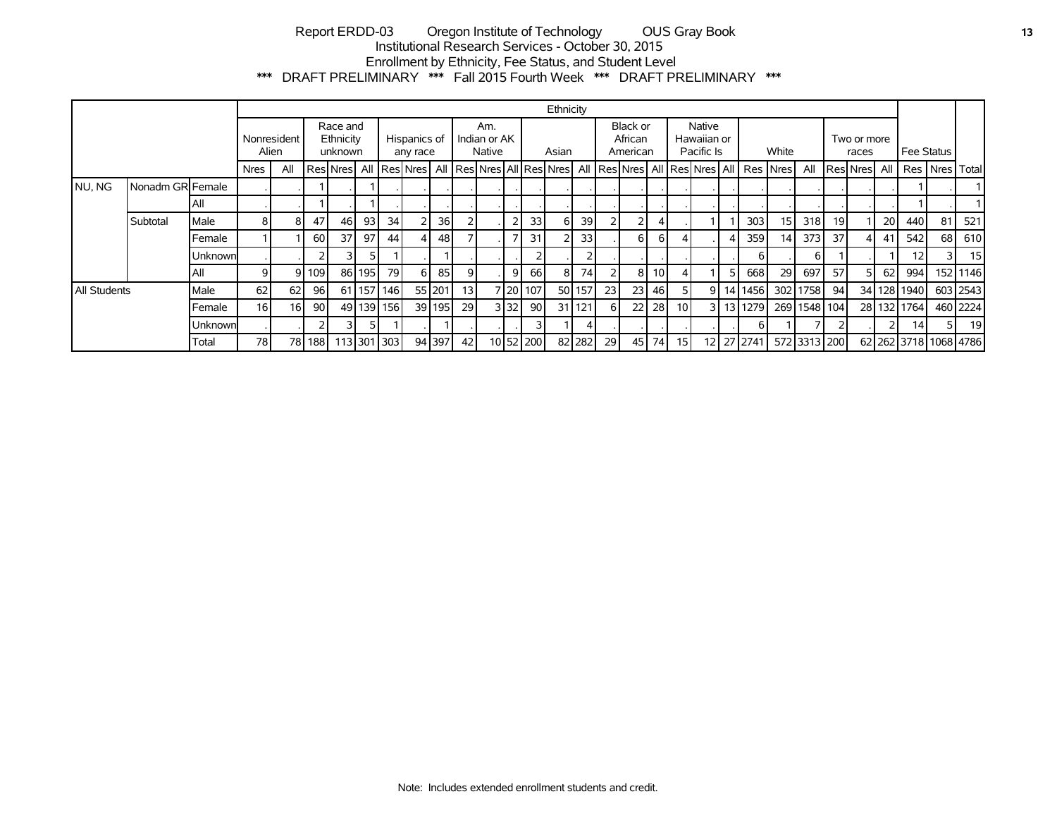Report ERDD-03 Oregon Institute of Technology OUS Gray Book
Institutional Research Services - October 30, 2015
Enrollment by Ethnicity, Fee Status, and Student Level
*** DRAFT PRELIMINARY *** Fall 2015 Fourth Week *** DRAFT PRELIMINARY ***

| | | | Ethnicity | | | | | | | | | | | | | | | | | | | | | | | | | | | Fee Status | | |
|---|---|---|---|---|---|---|---|---|---|---|---|---|---|---|---|---|---|---|---|---|---|---|---|---|---|---|---|---|---|---|---|---|
| | | | Nonresident Alien | | Race and Ethnicity unknown | | | Hispanics of any race | | | Am. Indian or AK Native | | | Asian | | | Black or African American | | | Native Hawaiian or Pacific Is | | | White | | | Two or more races | | | | | |
| | | | Nres | All | Res | Nres | All | Res | Nres | All | Res | Nres | All | Res | Nres | All | Res | Nres | All | Res | Nres | All | Res | Nres | All | Res | Nres | All | Res | Nres | Total |
| NU, NG | Nonadm GR | Female | . | . | 1 | . | 1 | . | . | . | . | . | . | . | . | . | . | . | . | . | . | . | . | . | . | . | . | . | 1 | . | 1 |
| | | All | . | . | 1 | . | 1 | . | . | . | . | . | . | . | . | . | . | . | . | . | . | . | . | . | . | . | . | . | 1 | . | 1 |
| | Subtotal | Male | 8 | 8 | 47 | 46 | 93 | 34 | 2 | 36 | 2 | . | 2 | 33 | 6 | 39 | 2 | 2 | 4 | . | 1 | 1 | 303 | 15 | 318 | 19 | 1 | 20 | 440 | 81 | 521 |
| | | Female | 1 | 1 | 60 | 37 | 97 | 44 | 4 | 48 | 7 | . | 7 | 31 | 2 | 33 | . | 6 | 6 | 4 | . | 4 | 359 | 14 | 373 | 37 | 4 | 41 | 542 | 68 | 610 |
| | | Unknown | . | . | 2 | 3 | 5 | 1 | . | 1 | . | . | . | 2 | . | 2 | . | . | . | . | . | . | 6 | . | 6 | 1 | . | 1 | 12 | 3 | 15 |
| | | All | 9 | 9 | 109 | 86 | 195 | 79 | 6 | 85 | 9 | . | 9 | 66 | 8 | 74 | 2 | 8 | 10 | 4 | 1 | 5 | 668 | 29 | 697 | 57 | 5 | 62 | 994 | 152 | 1146 |
| All Students | | Male | 62 | 62 | 96 | 61 | 157 | 146 | 55 | 201 | 13 | 7 | 20 | 107 | 50 | 157 | 23 | 23 | 46 | 5 | 9 | 14 | 1456 | 302 | 1758 | 94 | 34 | 128 | 1940 | 603 | 2543 |
| | | Female | 16 | 16 | 90 | 49 | 139 | 156 | 39 | 195 | 29 | 3 | 32 | 90 | 31 | 121 | 6 | 22 | 28 | 10 | 3 | 13 | 1279 | 269 | 1548 | 104 | 28 | 132 | 1764 | 460 | 2224 |
| | | Unknown | . | . | 2 | 3 | 5 | 1 | . | 1 | . | . | . | 3 | 1 | 4 | . | . | . | . | . | . | 6 | 1 | 7 | 2 | . | 2 | 14 | 5 | 19 |
| | | Total | 78 | 78 | 188 | 113 | 301 | 303 | 94 | 397 | 42 | 10 | 52 | 200 | 82 | 282 | 29 | 45 | 74 | 15 | 12 | 27 | 2741 | 572 | 3313 | 200 | 62 | 262 | 3718 | 1068 | 4786 |

Note: Includes extended enrollment students and credit.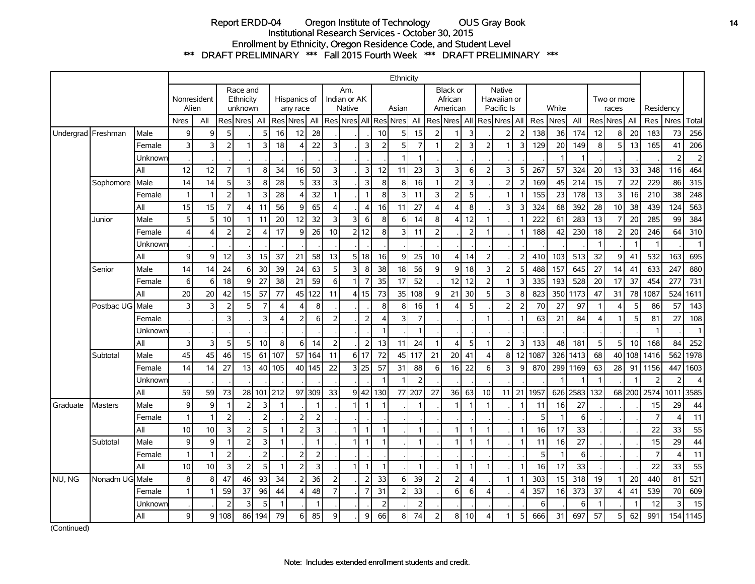# Report ERDD-04 Oregon Institute of Technology OUS Gray Book

## Institutional Research Services - October 30, 2015

## Enrollment by Ethnicity, Oregon Residence Code, and Student Level

### \*\*\* DRAFT PRELIMINARY \*\*\* Fall 2015 Fourth Week \*\*\* DRAFT PRELIMINARY \*\*\*

| | | | Ethnicity | | | | | | | | | | | | | | | | | | | | | | | | | | | Residency | | |
|---|---|---|---|---|---|---|---|---|---|---|---|---|---|---|---|---|---|---|---|---|---|---|---|---|---|---|---|---|---|---|---|---|
| | | | Nonresident Alien | | Race and Ethnicity unknown | | | Hispanics of any race | | | Am. Indian or AK Native | | | Asian | | | Black or African American | | | Native Hawaiian or Pacific Is | | | White | | | Two or more races | | | Residency | | |
| | | | Nres | All | Res | Nres | All | Res | Nres | All | Res | Nres | All | Res | Nres | All | Res | Nres | All | Res | Nres | All | Res | Nres | All | Res | Nres | All | Res | Nres | Total |
| Undergrad | Freshman | Male | 9 | 9 | 5 | . | 5 | 16 | 12 | 28 | . | . | . | 10 | 5 | 15 | 2 | 1 | 3 | . | 2 | 2 | 138 | 36 | 174 | 12 | 8 | 20 | 183 | 73 | 256 |
| | | Female | 3 | 3 | 2 | 1 | 3 | 18 | 4 | 22 | 3 | . | 3 | 2 | 5 | 7 | 1 | 2 | 3 | 2 | 1 | 3 | 129 | 20 | 149 | 8 | 5 | 13 | 165 | 41 | 206 |
| | | Unknown | . | . | . | . | . | . | . | . | . | . | . | . | 1 | 1 | . | . | . | . | . | . | . | 1 | 1 | . | . | . | . | 2 | 2 |
| | | All | 12 | 12 | 7 | 1 | 8 | 34 | 16 | 50 | 3 | . | 3 | 12 | 11 | 23 | 3 | 3 | 6 | 2 | 3 | 5 | 267 | 57 | 324 | 20 | 13 | 33 | 348 | 116 | 464 |
| | Sophomore | Male | 14 | 14 | 5 | 3 | 8 | 28 | 5 | 33 | 3 | . | 3 | 8 | 8 | 16 | 1 | 2 | 3 | . | 2 | 2 | 169 | 45 | 214 | 15 | 7 | 22 | 229 | 86 | 315 |
| | | Female | 1 | 1 | 2 | 1 | 3 | 28 | 4 | 32 | 1 | . | 1 | 8 | 3 | 11 | 3 | 2 | 5 | . | 1 | 1 | 155 | 23 | 178 | 13 | 3 | 16 | 210 | 38 | 248 |
| | | All | 15 | 15 | 7 | 4 | 11 | 56 | 9 | 65 | 4 | . | 4 | 16 | 11 | 27 | 4 | 4 | 8 | . | 3 | 3 | 324 | 68 | 392 | 28 | 10 | 38 | 439 | 124 | 563 |
| | Junior | Male | 5 | 5 | 10 | 1 | 11 | 20 | 12 | 32 | 3 | 3 | 6 | 8 | 6 | 14 | 8 | 4 | 12 | 1 | . | 1 | 222 | 61 | 283 | 13 | 7 | 20 | 285 | 99 | 384 |
| | | Female | 4 | 4 | 2 | 2 | 4 | 17 | 9 | 26 | 10 | 2 | 12 | 8 | 3 | 11 | 2 | . | 2 | 1 | . | 1 | 188 | 42 | 230 | 18 | 2 | 20 | 246 | 64 | 310 |
| | | Unknown | . | . | . | . | . | . | . | . | . | . | . | . | . | . | . | . | . | . | . | . | . | . | . | 1 | . | 1 | 1 | . | 1 |
| | | All | 9 | 9 | 12 | 3 | 15 | 37 | 21 | 58 | 13 | 5 | 18 | 16 | 9 | 25 | 10 | 4 | 14 | 2 | . | 2 | 410 | 103 | 513 | 32 | 9 | 41 | 532 | 163 | 695 |
| | Senior | Male | 14 | 14 | 24 | 6 | 30 | 39 | 24 | 63 | 5 | 3 | 8 | 38 | 18 | 56 | 9 | 9 | 18 | 3 | 2 | 5 | 488 | 157 | 645 | 27 | 14 | 41 | 633 | 247 | 880 |
| | | Female | 6 | 6 | 18 | 9 | 27 | 38 | 21 | 59 | 6 | 1 | 7 | 35 | 17 | 52 | . | 12 | 12 | 2 | 1 | 3 | 335 | 193 | 528 | 20 | 17 | 37 | 454 | 277 | 731 |
| | | All | 20 | 20 | 42 | 15 | 57 | 77 | 45 | 122 | 11 | 4 | 15 | 73 | 35 | 108 | 9 | 21 | 30 | 5 | 3 | 8 | 823 | 350 | 1173 | 47 | 31 | 78 | 1087 | 524 | 1611 |
| | Postbac UG | Male | 3 | 3 | 2 | 5 | 7 | 4 | 4 | 8 | . | . | . | 8 | 8 | 16 | 1 | 4 | 5 | . | 2 | 2 | 70 | 27 | 97 | 1 | 4 | 5 | 86 | 57 | 143 |
| | | Female | . | . | 3 | . | 3 | 4 | 2 | 6 | 2 | . | 2 | 4 | 3 | 7 | . | . | . | 1 | . | 1 | 63 | 21 | 84 | 4 | 1 | 5 | 81 | 27 | 108 |
| | | Unknown | . | . | . | . | . | . | . | . | . | . | . | 1 | . | 1 | . | . | . | . | . | . | . | . | . | . | . | . | 1 | . | 1 |
| | | All | 3 | 3 | 5 | 5 | 10 | 8 | 6 | 14 | 2 | . | 2 | 13 | 11 | 24 | 1 | 4 | 5 | 1 | 2 | 3 | 133 | 48 | 181 | 5 | 5 | 10 | 168 | 84 | 252 |
| | Subtotal | Male | 45 | 45 | 46 | 15 | 61 | 107 | 57 | 164 | 11 | 6 | 17 | 72 | 45 | 117 | 21 | 20 | 41 | 4 | 8 | 12 | 1087 | 326 | 1413 | 68 | 40 | 108 | 1416 | 562 | 1978 |
| | | Female | 14 | 14 | 27 | 13 | 40 | 105 | 40 | 145 | 22 | 3 | 25 | 57 | 31 | 88 | 6 | 16 | 22 | 6 | 3 | 9 | 870 | 299 | 1169 | 63 | 28 | 91 | 1156 | 447 | 1603 |
| | | Unknown | . | . | . | . | . | . | . | . | . | . | . | 1 | 1 | 2 | . | . | . | . | . | . | . | 1 | 1 | 1 | . | 1 | 2 | 2 | 4 |
| | | All | 59 | 59 | 73 | 28 | 101 | 212 | 97 | 309 | 33 | 9 | 42 | 130 | 77 | 207 | 27 | 36 | 63 | 10 | 11 | 21 | 1957 | 626 | 2583 | 132 | 68 | 200 | 2574 | 1011 | 3585 |
| Graduate | Masters | Male | 9 | 9 | 1 | 2 | 3 | 1 | . | 1 | . | 1 | 1 | 1 | . | 1 | . | 1 | 1 | 1 | . | 1 | 11 | 16 | 27 | . | . | . | 15 | 29 | 44 |
| | | Female | 1 | 1 | 2 | . | 2 | . | 2 | 2 | . | . | . | . | . | . | . | . | . | . | . | . | 5 | 1 | 6 | . | . | . | 7 | 4 | 11 |
| | | All | 10 | 10 | 3 | 2 | 5 | 1 | 2 | 3 | . | 1 | 1 | 1 | . | 1 | . | 1 | 1 | 1 | . | 1 | 16 | 17 | 33 | . | . | . | 22 | 33 | 55 |
| | Subtotal | Male | 9 | 9 | 1 | 2 | 3 | 1 | . | 1 | . | 1 | 1 | 1 | . | 1 | . | 1 | 1 | 1 | . | 1 | 11 | 16 | 27 | . | . | . | 15 | 29 | 44 |
| | | Female | 1 | 1 | 2 | . | 2 | . | 2 | 2 | . | . | . | . | . | . | . | . | . | . | . | . | 5 | 1 | 6 | . | . | . | 7 | 4 | 11 |
| | | All | 10 | 10 | 3 | 2 | 5 | 1 | 2 | 3 | . | 1 | 1 | 1 | . | 1 | . | 1 | 1 | 1 | . | 1 | 16 | 17 | 33 | . | . | . | 22 | 33 | 55 |
| NU, NG | Nonadm UG | Male | 8 | 8 | 47 | 46 | 93 | 34 | 2 | 36 | 2 | . | 2 | 33 | 6 | 39 | 2 | 2 | 4 | . | 1 | 1 | 303 | 15 | 318 | 19 | 1 | 20 | 440 | 81 | 521 |
| | | Female | 1 | 1 | 59 | 37 | 96 | 44 | 4 | 48 | 7 | . | 7 | 31 | 2 | 33 | . | 6 | 6 | 4 | . | 4 | 357 | 16 | 373 | 37 | 4 | 41 | 539 | 70 | 609 |
| | | Unknown | . | . | 2 | 3 | 5 | 1 | . | 1 | . | . | . | 2 | . | 2 | . | . | . | . | . | . | 6 | . | 6 | 1 | . | 1 | 12 | 3 | 15 |
| | | All | 9 | 9 | 108 | 86 | 194 | 79 | 6 | 85 | 9 | . | 9 | 66 | 8 | 74 | 2 | 8 | 10 | 4 | 1 | 5 | 666 | 31 | 697 | 57 | 5 | 62 | 991 | 154 | 1145 |

(Continued)

Note: Includes extended enrollment students and credit.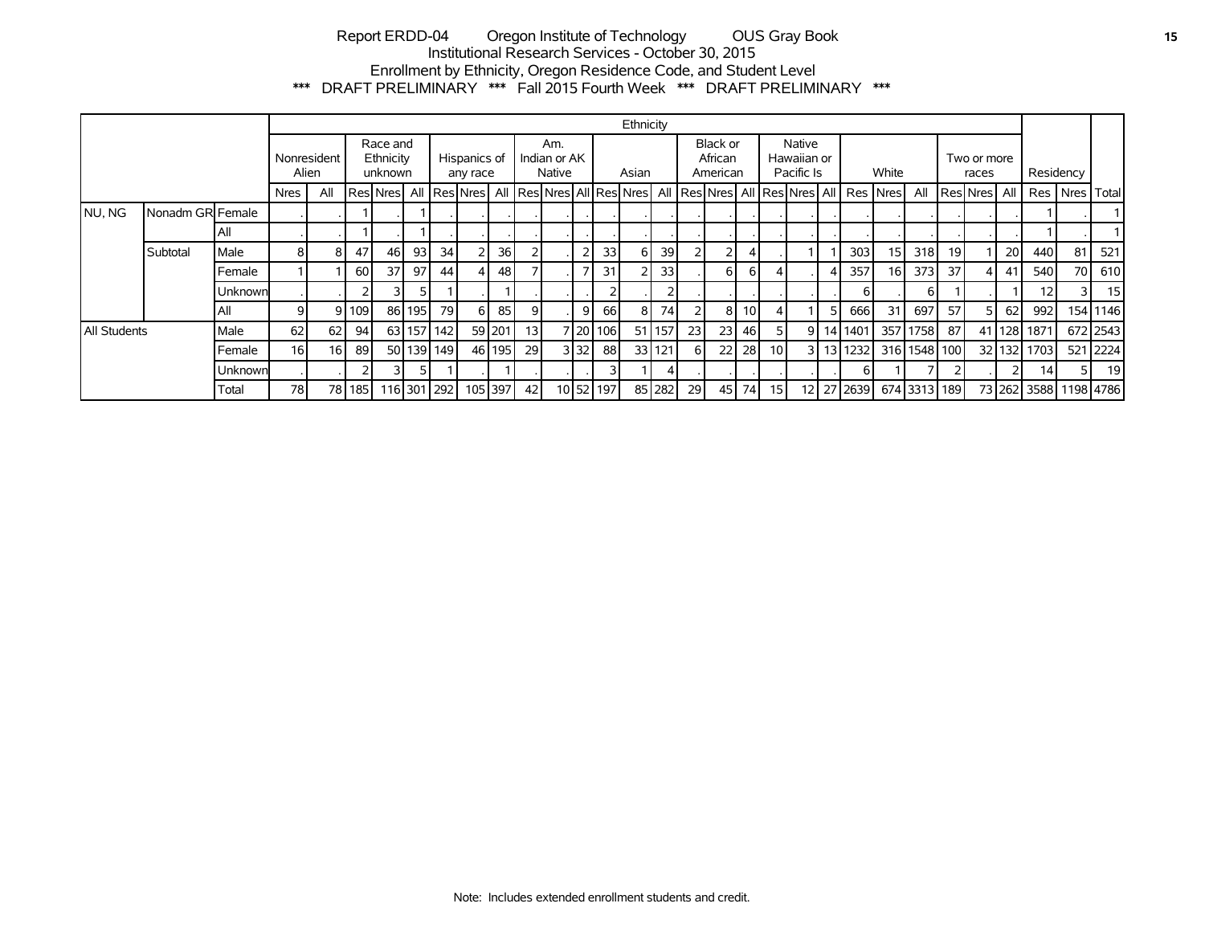Report ERDD-04 Oregon Institute of Technology OUS Gray Book
Institutional Research Services - October 30, 2015
Enrollment by Ethnicity, Oregon Residence Code, and Student Level
*** DRAFT PRELIMINARY *** Fall 2015 Fourth Week *** DRAFT PRELIMINARY ***

| | | | Ethnicity | | | | | | | | | | | | | | | | | | | | | | | | | | | | Residency | | |
|---|---|---|---|---|---|---|---|---|---|---|---|---|---|---|---|---|---|---|---|---|---|---|---|---|---|---|---|---|---|---|---|---|---|
| | | | Nonresident Alien | | Race and Ethnicity unknown | | | Hispanics of any race | | | Am. Indian or AK Native | | | Asian | | | Black or African American | | | Native Hawaiian or Pacific Is | | | White | | | Two or more races | | | | | |
| | | | Nres | All | Res | Nres | All | Res | Nres | All | Res | Nres | All | Res | Nres | All | Res | Nres | All | Res | Nres | All | Res | Nres | All | Res | Nres | All | Res | Nres | Total |
| NU, NG | Nonadm GR | Female | . | . | 1 | . | 1 | . | . | . | . | . | . | . | . | . | . | . | . | . | . | . | . | . | . | . | . | . | 1 | . | 1 |
| | | All | . | . | 1 | . | 1 | . | . | . | . | . | . | . | . | . | . | . | . | . | . | . | . | . | . | . | . | . | 1 | . | 1 |
| | Subtotal | Male | 8 | 8 | 47 | 46 | 93 | 34 | 2 | 36 | 2 | . | 2 | 33 | 6 | 39 | 2 | 2 | 4 | . | 1 | 1 | 303 | 15 | 318 | 19 | 1 | 20 | 440 | 81 | 521 |
| | | Female | 1 | 1 | 60 | 37 | 97 | 44 | 4 | 48 | 7 | . | 7 | 31 | 2 | 33 | . | 6 | 6 | 4 | . | 4 | 357 | 16 | 373 | 37 | 4 | 41 | 540 | 70 | 610 |
| | | Unknown | . | . | 2 | 3 | 5 | 1 | . | 1 | . | . | . | 2 | . | 2 | . | . | . | . | . | . | 6 | . | 6 | 1 | . | 1 | 12 | 3 | 15 |
| | | All | 9 | 9 | 109 | 86 | 195 | 79 | 6 | 85 | 9 | . | 9 | 66 | 8 | 74 | 2 | 8 | 10 | 4 | 1 | 5 | 666 | 31 | 697 | 57 | 5 | 62 | 992 | 154 | 1146 |
| All Students | | Male | 62 | 62 | 94 | 63 | 157 | 142 | 59 | 201 | 13 | 7 | 20 | 106 | 51 | 157 | 23 | 23 | 46 | 5 | 9 | 14 | 1401 | 357 | 1758 | 87 | 41 | 128 | 1871 | 672 | 2543 |
| | | Female | 16 | 16 | 89 | 50 | 139 | 149 | 46 | 195 | 29 | 3 | 32 | 88 | 33 | 121 | 6 | 22 | 28 | 10 | 3 | 13 | 1232 | 316 | 1548 | 100 | 32 | 132 | 1703 | 521 | 2224 |
| | | Unknown | . | . | 2 | 3 | 5 | 1 | . | 1 | . | . | . | 3 | 1 | 4 | . | . | . | . | . | . | 6 | 1 | 7 | 2 | . | 2 | 14 | 5 | 19 |
| | | Total | 78 | 78 | 185 | 116 | 301 | 292 | 105 | 397 | 42 | 10 | 52 | 197 | 85 | 282 | 29 | 45 | 74 | 15 | 12 | 27 | 2639 | 674 | 3313 | 189 | 73 | 262 | 3588 | 1198 | 4786 |

Note: Includes extended enrollment students and credit.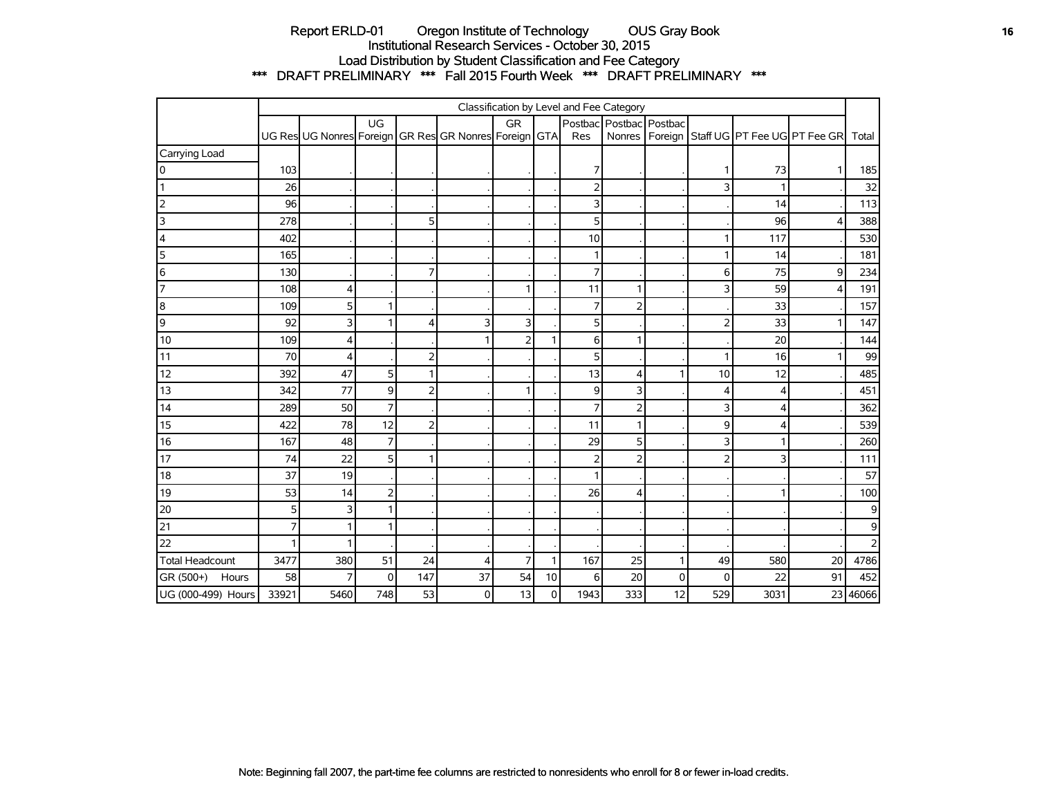# Report ERLD-01 Oregon Institute of Technology OUS Gray Book

## Institutional Research Services - October 30, 2015

## Load Distribution by Student Classification and Fee Category

### *** DRAFT PRELIMINARY *** Fall 2015 Fourth Week *** DRAFT PRELIMINARY ***

| | Classification by Level and Fee Category | | | | | | | | | | | | | |
|---|---|---|---|---|---|---|---|---|---|---|---|---|---|---|
| | UG Res | UG Nonres | UG Foreign | GR Res | GR Nonres | GR Foreign | GTA | Postbac Res | Postbac Nonres | Postbac Foreign | Staff UG | PT Fee UG | PT Fee GR | Total |
| Carrying Load | | | | | | | | | | | | | | |
| 0 | 103 | . | . | . | . | . | . | 7 | . | . | 1 | 73 | 1 | 185 |
| 1 | 26 | . | . | . | . | . | . | 2 | . | . | 3 | 1 | . | 32 |
| 2 | 96 | . | . | . | . | . | . | 3 | . | . | . | 14 | . | 113 |
| 3 | 278 | . | . | 5 | . | . | . | 5 | . | . | . | 96 | 4 | 388 |
| 4 | 402 | . | . | . | . | . | . | 10 | . | . | 1 | 117 | . | 530 |
| 5 | 165 | . | . | . | . | . | . | 1 | . | . | 1 | 14 | . | 181 |
| 6 | 130 | . | . | 7 | . | . | . | 7 | . | . | 6 | 75 | 9 | 234 |
| 7 | 108 | 4 | . | . | . | 1 | . | 11 | 1 | . | 3 | 59 | 4 | 191 |
| 8 | 109 | 5 | 1 | . | . | . | . | 7 | 2 | . | . | 33 | . | 157 |
| 9 | 92 | 3 | 1 | 4 | 3 | 3 | . | 5 | . | . | 2 | 33 | 1 | 147 |
| 10 | 109 | 4 | . | . | 1 | 2 | 1 | 6 | 1 | . | . | 20 | . | 144 |
| 11 | 70 | 4 | . | 2 | . | . | . | 5 | . | . | 1 | 16 | 1 | 99 |
| 12 | 392 | 47 | 5 | 1 | . | . | . | 13 | 4 | 1 | 10 | 12 | . | 485 |
| 13 | 342 | 77 | 9 | 2 | . | 1 | . | 9 | 3 | . | 4 | 4 | . | 451 |
| 14 | 289 | 50 | 7 | . | . | . | . | 7 | 2 | . | 3 | 4 | . | 362 |
| 15 | 422 | 78 | 12 | 2 | . | . | . | 11 | 1 | . | 9 | 4 | . | 539 |
| 16 | 167 | 48 | 7 | . | . | . | . | 29 | 5 | . | 3 | 1 | . | 260 |
| 17 | 74 | 22 | 5 | 1 | . | . | . | 2 | 2 | . | 2 | 3 | . | 111 |
| 18 | 37 | 19 | . | . | . | . | . | 1 | . | . | . | . | . | 57 |
| 19 | 53 | 14 | 2 | . | . | . | . | 26 | 4 | . | . | 1 | . | 100 |
| 20 | 5 | 3 | 1 | . | . | . | . | . | . | . | . | . | . | 9 |
| 21 | 7 | 1 | 1 | . | . | . | . | . | . | . | . | . | . | 9 |
| 22 | 1 | 1 | . | . | . | . | . | . | . | . | . | . | . | 2 |
| Total Headcount | 3477 | 380 | 51 | 24 | 4 | 7 | 1 | 167 | 25 | 1 | 49 | 580 | 20 | 4786 |
| GR (500+) Hours | 58 | 7 | 0 | 147 | 37 | 54 | 10 | 6 | 20 | 0 | 0 | 22 | 91 | 452 |
| UG (000-499) Hours | 33921 | 5460 | 748 | 53 | 0 | 13 | 0 | 1943 | 333 | 12 | 529 | 3031 | 23 | 46066 |

Note: Beginning fall 2007, the part-time fee columns are restricted to nonresidents who enroll for 8 or fewer in-load credits.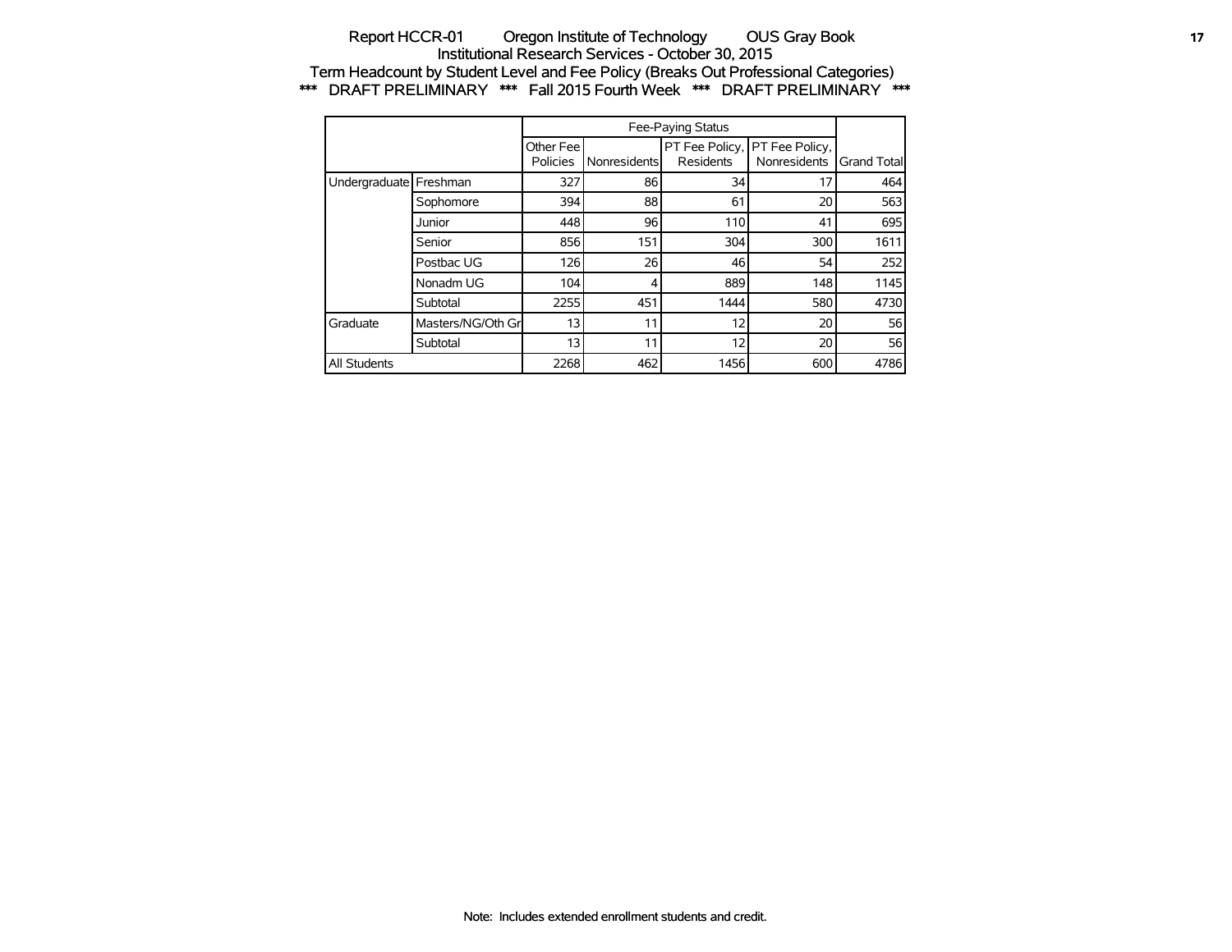Report HCCR-01 Oregon Institute of Technology OUS Gray Book
Institutional Research Services - October 30, 2015
Term Headcount by Student Level and Fee Policy (Breaks Out Professional Categories)
*** DRAFT PRELIMINARY *** Fall 2015 Fourth Week *** DRAFT PRELIMINARY ***

| | | Fee-Paying Status | | | | |
|---|---|---|---|---|---|---|
| | | Other Fee Policies | Nonresidents | PT Fee Policy, Residents | PT Fee Policy, Nonresidents | Grand Total |
| Undergraduate | Freshman | 327 | 86 | 34 | 17 | 464 |
| | Sophomore | 394 | 88 | 61 | 20 | 563 |
| | Junior | 448 | 96 | 110 | 41 | 695 |
| | Senior | 856 | 151 | 304 | 300 | 1611 |
| | Postbac UG | 126 | 26 | 46 | 54 | 252 |
| | Nonadm UG | 104 | 4 | 889 | 148 | 1145 |
| | Subtotal | 2255 | 451 | 1444 | 580 | 4730 |
| Graduate | Masters/NG/Oth Gr | 13 | 11 | 12 | 20 | 56 |
| | Subtotal | 13 | 11 | 12 | 20 | 56 |
| All Students | | 2268 | 462 | 1456 | 600 | 4786 |

Note: Includes extended enrollment students and credit.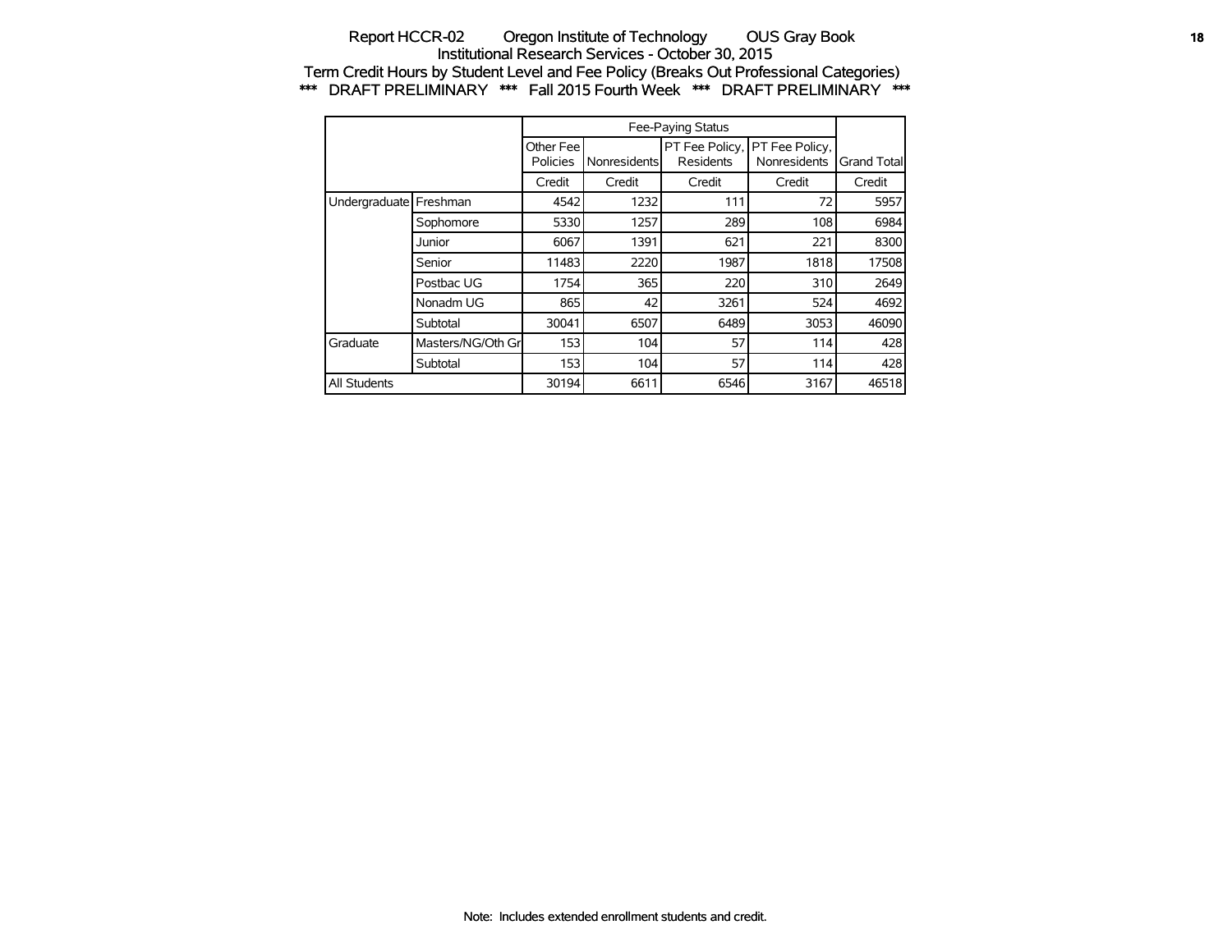# Report HCCR-02 Oregon Institute of Technology OUS Gray Book

## Institutional Research Services - October 30, 2015

## Term Credit Hours by Student Level and Fee Policy (Breaks Out Professional Categories)

## *** DRAFT PRELIMINARY *** Fall 2015 Fourth Week *** DRAFT PRELIMINARY ***

| | | Fee-Paying Status | | | | |
|---|---|---|---|---|---|---|
| | | Other Fee Policies | Nonresidents | PT Fee Policy, Residents | PT Fee Policy, Nonresidents | Grand Total |
| | | Credit | Credit | Credit | Credit | Credit |
| Undergraduate | Freshman | 4542 | 1232 | 111 | 72 | 5957 |
| | Sophomore | 5330 | 1257 | 289 | 108 | 6984 |
| | Junior | 6067 | 1391 | 621 | 221 | 8300 |
| | Senior | 11483 | 2220 | 1987 | 1818 | 17508 |
| | Postbac UG | 1754 | 365 | 220 | 310 | 2649 |
| | Nonadm UG | 865 | 42 | 3261 | 524 | 4692 |
| | Subtotal | 30041 | 6507 | 6489 | 3053 | 46090 |
| Graduate | Masters/NG/Oth Gr | 153 | 104 | 57 | 114 | 428 |
| | Subtotal | 153 | 104 | 57 | 114 | 428 |
| All Students | | 30194 | 6611 | 6546 | 3167 | 46518 |

Note: Includes extended enrollment students and credit.